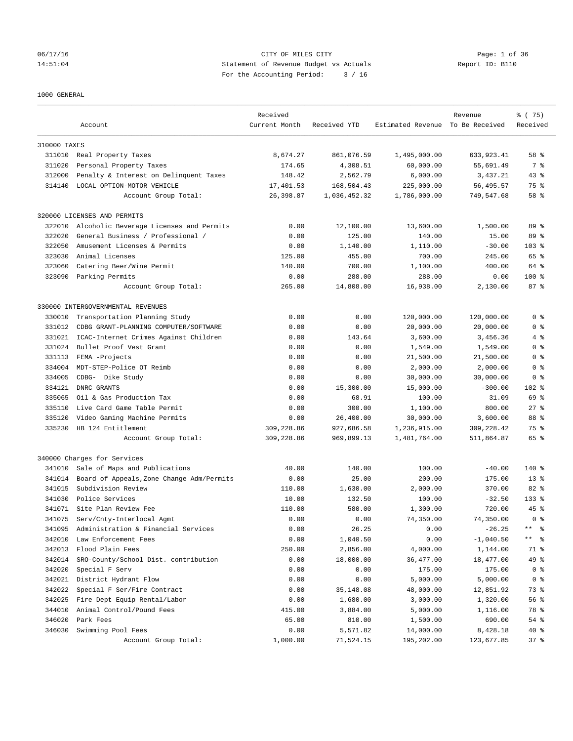06/17/16 CITY OF MILES CITY
14:51:04 Statement of Revenue Budget vs Actuals Report ID: B110
For the Accounting Period: 3 / 16

1000 GENERAL

| | Account | Received Current Month | Received YTD | Estimated Revenue | Revenue To Be Received | % ( 75) Received |
|---|---|---|---|---|---|---|
| 310000 TAXES | | | | | | |
| 311010 | Real Property Taxes | 8,674.27 | 861,076.59 | 1,495,000.00 | 633,923.41 | 58 % |
| 311020 | Personal Property Taxes | 174.65 | 4,308.51 | 60,000.00 | 55,691.49 | 7 % |
| 312000 | Penalty & Interest on Delinquent Taxes | 148.42 | 2,562.79 | 6,000.00 | 3,437.21 | 43 % |
| 314140 | LOCAL OPTION-MOTOR VEHICLE | 17,401.53 | 168,504.43 | 225,000.00 | 56,495.57 | 75 % |
| | Account Group Total: | 26,398.87 | 1,036,452.32 | 1,786,000.00 | 749,547.68 | 58 % |
| 320000 LICENSES AND PERMITS | | | | | | |
| 322010 | Alcoholic Beverage Licenses and Permits | 0.00 | 12,100.00 | 13,600.00 | 1,500.00 | 89 % |
| 322020 | General Business / Professional / | 0.00 | 125.00 | 140.00 | 15.00 | 89 % |
| 322050 | Amusement Licenses & Permits | 0.00 | 1,140.00 | 1,110.00 | -30.00 | 103 % |
| 323030 | Animal Licenses | 125.00 | 455.00 | 700.00 | 245.00 | 65 % |
| 323060 | Catering Beer/Wine Permit | 140.00 | 700.00 | 1,100.00 | 400.00 | 64 % |
| 323090 | Parking Permits | 0.00 | 288.00 | 288.00 | 0.00 | 100 % |
| | Account Group Total: | 265.00 | 14,808.00 | 16,938.00 | 2,130.00 | 87 % |
| 330000 INTERGOVERNMENTAL REVENUES | | | | | | |
| 330010 | Transportation Planning Study | 0.00 | 0.00 | 120,000.00 | 120,000.00 | 0 % |
| 331012 | CDBG GRANT-PLANNING COMPUTER/SOFTWARE | 0.00 | 0.00 | 20,000.00 | 20,000.00 | 0 % |
| 331021 | ICAC-Internet Crimes Against Children | 0.00 | 143.64 | 3,600.00 | 3,456.36 | 4 % |
| 331024 | Bullet Proof Vest Grant | 0.00 | 0.00 | 1,549.00 | 1,549.00 | 0 % |
| 331113 | FEMA -Projects | 0.00 | 0.00 | 21,500.00 | 21,500.00 | 0 % |
| 334004 | MDT-STEP-Police OT Reimb | 0.00 | 0.00 | 2,000.00 | 2,000.00 | 0 % |
| 334005 | CDBG- Dike Study | 0.00 | 0.00 | 30,000.00 | 30,000.00 | 0 % |
| 334121 | DNRC GRANTS | 0.00 | 15,300.00 | 15,000.00 | -300.00 | 102 % |
| 335065 | Oil & Gas Production Tax | 0.00 | 68.91 | 100.00 | 31.09 | 69 % |
| 335110 | Live Card Game Table Permit | 0.00 | 300.00 | 1,100.00 | 800.00 | 27 % |
| 335120 | Video Gaming Machine Permits | 0.00 | 26,400.00 | 30,000.00 | 3,600.00 | 88 % |
| 335230 | HB 124 Entitlement | 309,228.86 | 927,686.58 | 1,236,915.00 | 309,228.42 | 75 % |
| | Account Group Total: | 309,228.86 | 969,899.13 | 1,481,764.00 | 511,864.87 | 65 % |
| 340000 Charges for Services | | | | | | |
| 341010 | Sale of Maps and Publications | 40.00 | 140.00 | 100.00 | -40.00 | 140 % |
| 341014 | Board of Appeals,Zone Change Adm/Permits | 0.00 | 25.00 | 200.00 | 175.00 | 13 % |
| 341015 | Subdivision Review | 110.00 | 1,630.00 | 2,000.00 | 370.00 | 82 % |
| 341030 | Police Services | 10.00 | 132.50 | 100.00 | -32.50 | 133 % |
| 341071 | Site Plan Review Fee | 110.00 | 580.00 | 1,300.00 | 720.00 | 45 % |
| 341075 | Serv/Cnty-Interlocal Agmt | 0.00 | 0.00 | 74,350.00 | 74,350.00 | 0 % |
| 341095 | Administration & Financial Services | 0.00 | 26.25 | 0.00 | -26.25 | ** % |
| 342010 | Law Enforcement Fees | 0.00 | 1,040.50 | 0.00 | -1,040.50 | ** % |
| 342013 | Flood Plain Fees | 250.00 | 2,856.00 | 4,000.00 | 1,144.00 | 71 % |
| 342014 | SRO-County/School Dist. contribution | 0.00 | 18,000.00 | 36,477.00 | 18,477.00 | 49 % |
| 342020 | Special F Serv | 0.00 | 0.00 | 175.00 | 175.00 | 0 % |
| 342021 | District Hydrant Flow | 0.00 | 0.00 | 5,000.00 | 5,000.00 | 0 % |
| 342022 | Special F Ser/Fire Contract | 0.00 | 35,148.08 | 48,000.00 | 12,851.92 | 73 % |
| 342025 | Fire Dept Equip Rental/Labor | 0.00 | 1,680.00 | 3,000.00 | 1,320.00 | 56 % |
| 344010 | Animal Control/Pound Fees | 415.00 | 3,884.00 | 5,000.00 | 1,116.00 | 78 % |
| 346020 | Park Fees | 65.00 | 810.00 | 1,500.00 | 690.00 | 54 % |
| 346030 | Swimming Pool Fees | 0.00 | 5,571.82 | 14,000.00 | 8,428.18 | 40 % |
| | Account Group Total: | 1,000.00 | 71,524.15 | 195,202.00 | 123,677.85 | 37 % |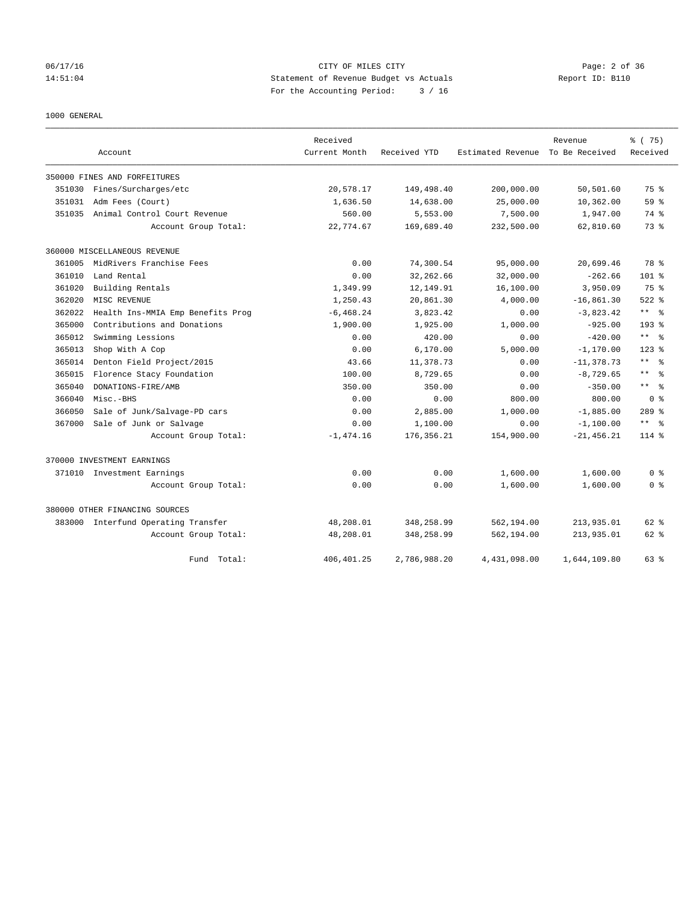CITY OF MILES CITY
Statement of Revenue Budget vs Actuals
For the Accounting Period: 3 / 16

06/17/16
14:51:04

Report ID: B110

1000 GENERAL

| Account | | Received Current Month | Received YTD | Estimated Revenue | Revenue To Be Received | % ( 75) Received |
|---|---|---|---|---|---|---|
| 350000 FINES AND FORFEITURES | | | | | | |
| 351030 | Fines/Surcharges/etc | 20,578.17 | 149,498.40 | 200,000.00 | 50,501.60 | 75 % |
| 351031 | Adm Fees (Court) | 1,636.50 | 14,638.00 | 25,000.00 | 10,362.00 | 59 % |
| 351035 | Animal Control Court Revenue | 560.00 | 5,553.00 | 7,500.00 | 1,947.00 | 74 % |
| | Account Group Total: | 22,774.67 | 169,689.40 | 232,500.00 | 62,810.60 | 73 % |
| 360000 MISCELLANEOUS REVENUE | | | | | | |
| 361005 | MidRivers Franchise Fees | 0.00 | 74,300.54 | 95,000.00 | 20,699.46 | 78 % |
| 361010 | Land Rental | 0.00 | 32,262.66 | 32,000.00 | -262.66 | 101 % |
| 361020 | Building Rentals | 1,349.99 | 12,149.91 | 16,100.00 | 3,950.09 | 75 % |
| 362020 | MISC REVENUE | 1,250.43 | 20,861.30 | 4,000.00 | -16,861.30 | 522 % |
| 362022 | Health Ins-MMIA Emp Benefits Prog | -6,468.24 | 3,823.42 | 0.00 | -3,823.42 | ** % |
| 365000 | Contributions and Donations | 1,900.00 | 1,925.00 | 1,000.00 | -925.00 | 193 % |
| 365012 | Swimming Lessions | 0.00 | 420.00 | 0.00 | -420.00 | ** % |
| 365013 | Shop With A Cop | 0.00 | 6,170.00 | 5,000.00 | -1,170.00 | 123 % |
| 365014 | Denton Field Project/2015 | 43.66 | 11,378.73 | 0.00 | -11,378.73 | ** % |
| 365015 | Florence Stacy Foundation | 100.00 | 8,729.65 | 0.00 | -8,729.65 | ** % |
| 365040 | DONATIONS-FIRE/AMB | 350.00 | 350.00 | 0.00 | -350.00 | ** % |
| 366040 | Misc.-BHS | 0.00 | 0.00 | 800.00 | 800.00 | 0 % |
| 366050 | Sale of Junk/Salvage-PD cars | 0.00 | 2,885.00 | 1,000.00 | -1,885.00 | 289 % |
| 367000 | Sale of Junk or Salvage | 0.00 | 1,100.00 | 0.00 | -1,100.00 | ** % |
| | Account Group Total: | -1,474.16 | 176,356.21 | 154,900.00 | -21,456.21 | 114 % |
| 370000 INVESTMENT EARNINGS | | | | | | |
| 371010 | Investment Earnings | 0.00 | 0.00 | 1,600.00 | 1,600.00 | 0 % |
| | Account Group Total: | 0.00 | 0.00 | 1,600.00 | 1,600.00 | 0 % |
| 380000 OTHER FINANCING SOURCES | | | | | | |
| 383000 | Interfund Operating Transfer | 48,208.01 | 348,258.99 | 562,194.00 | 213,935.01 | 62 % |
| | Account Group Total: | 48,208.01 | 348,258.99 | 562,194.00 | 213,935.01 | 62 % |
| | Fund Total: | 406,401.25 | 2,786,988.20 | 4,431,098.00 | 1,644,109.80 | 63 % |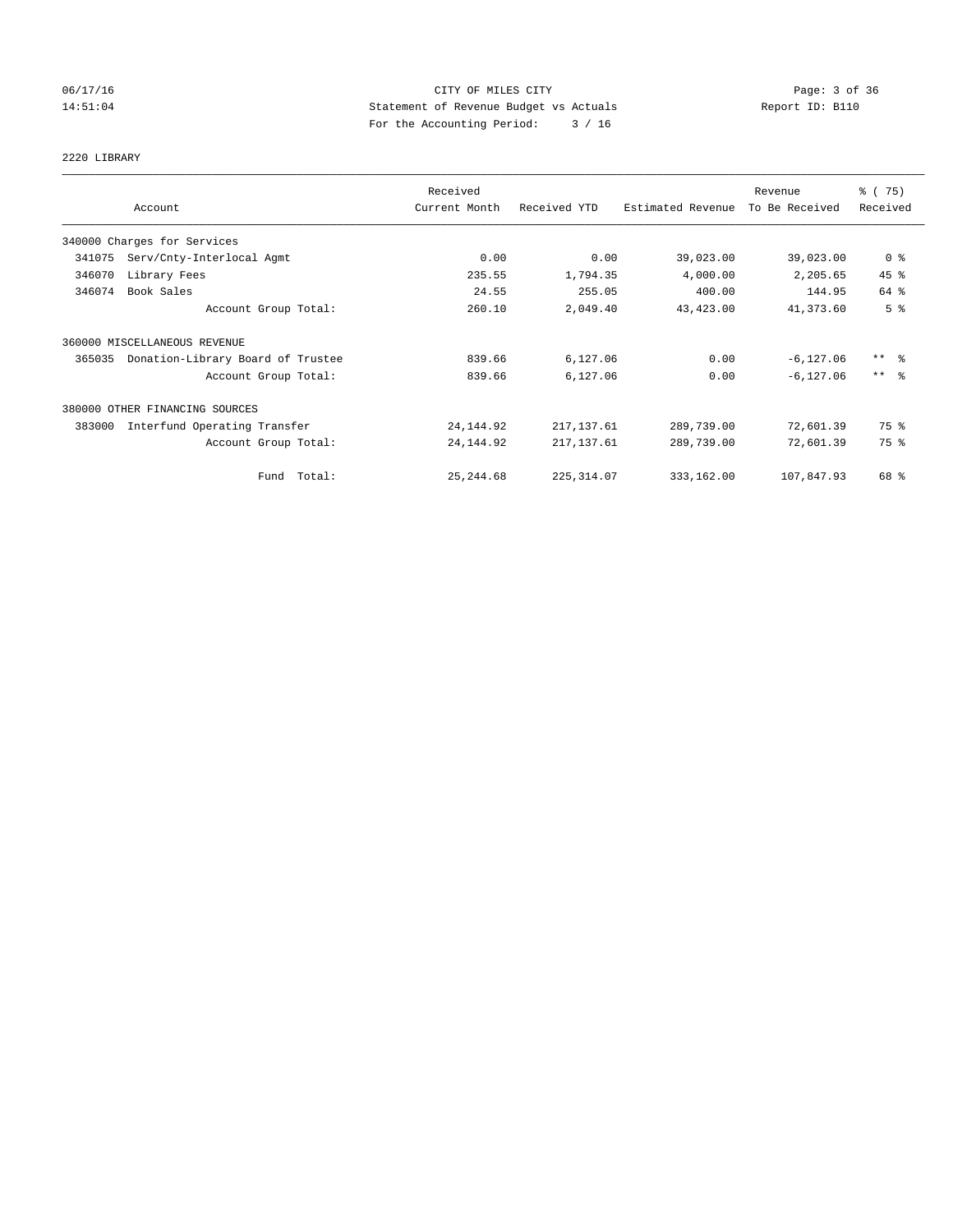CITY OF MILES CITY
Statement of Revenue Budget vs Actuals
For the Accounting Period: 3 / 16

06/17/16
14:51:04

Report ID: B110

2220 LIBRARY

| Account | Received Current Month | Received YTD | Estimated Revenue | Revenue To Be Received | % ( 75) Received |
|---|---|---|---|---|---|
| 340000 Charges for Services | | | | | |
| 341075 Serv/Cnty-Interlocal Agmt | 0.00 | 0.00 | 39,023.00 | 39,023.00 | 0 % |
| 346070 Library Fees | 235.55 | 1,794.35 | 4,000.00 | 2,205.65 | 45 % |
| 346074 Book Sales | 24.55 | 255.05 | 400.00 | 144.95 | 64 % |
| Account Group Total: | 260.10 | 2,049.40 | 43,423.00 | 41,373.60 | 5 % |
| 360000 MISCELLANEOUS REVENUE | | | | | |
| 365035 Donation-Library Board of Trustee | 839.66 | 6,127.06 | 0.00 | -6,127.06 | ** % |
| Account Group Total: | 839.66 | 6,127.06 | 0.00 | -6,127.06 | ** % |
| 380000 OTHER FINANCING SOURCES | | | | | |
| 383000 Interfund Operating Transfer | 24,144.92 | 217,137.61 | 289,739.00 | 72,601.39 | 75 % |
| Account Group Total: | 24,144.92 | 217,137.61 | 289,739.00 | 72,601.39 | 75 % |
| Fund Total: | 25,244.68 | 225,314.07 | 333,162.00 | 107,847.93 | 68 % |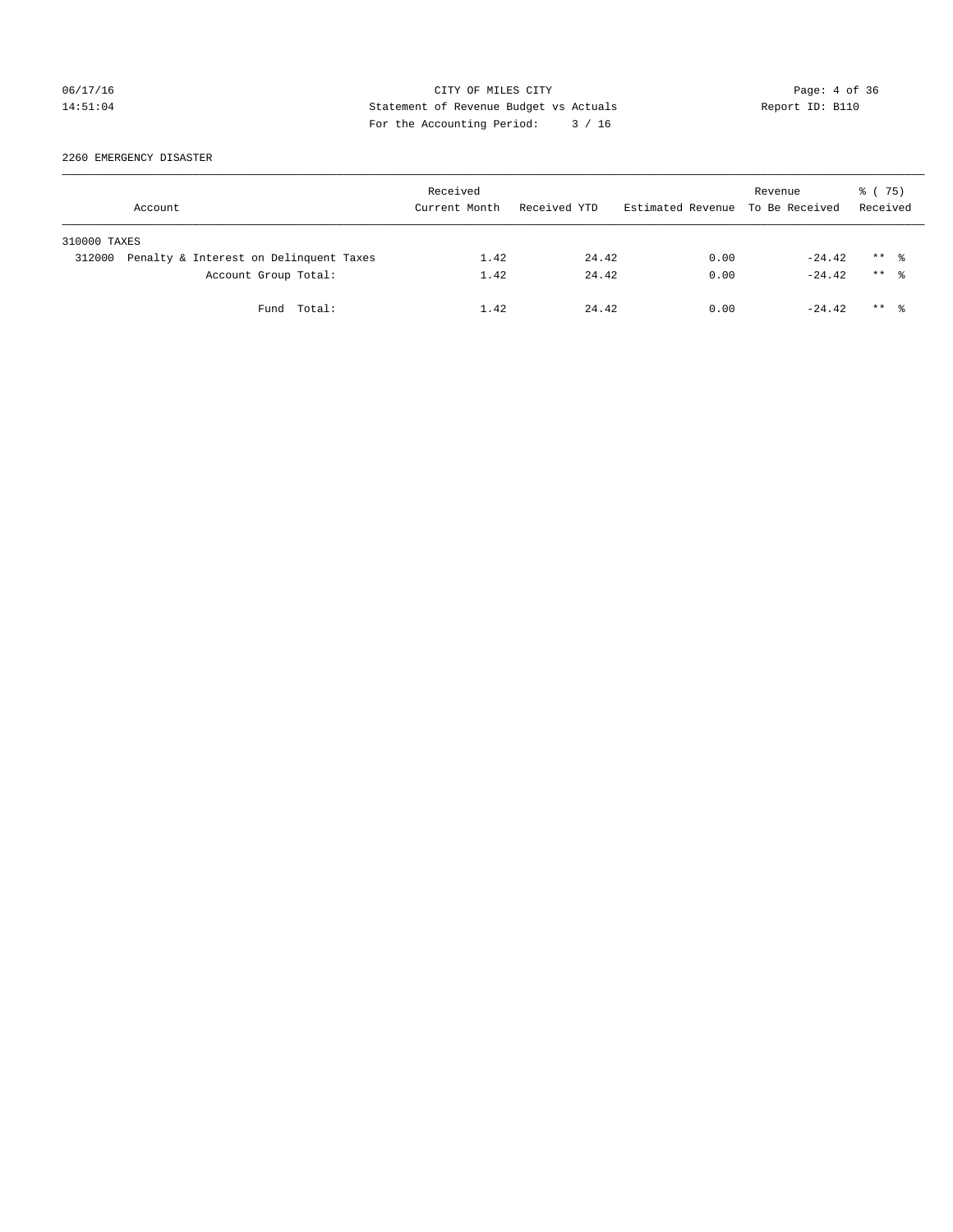CITY OF MILES CITY
Statement of Revenue Budget vs Actuals
For the Accounting Period: 3 / 16

06/17/16
14:51:04

Report ID: B110

2260 EMERGENCY DISASTER

| Account | Received Current Month | Received YTD | Estimated Revenue | Revenue To Be Received | % ( 75) Received |
|---|---|---|---|---|---|
| 310000 TAXES | | | | | |
| 312000 Penalty & Interest on Delinquent Taxes | 1.42 | 24.42 | 0.00 | -24.42 | ** % |
| Account Group Total: | 1.42 | 24.42 | 0.00 | -24.42 | ** % |
| Fund Total: | 1.42 | 24.42 | 0.00 | -24.42 | ** % |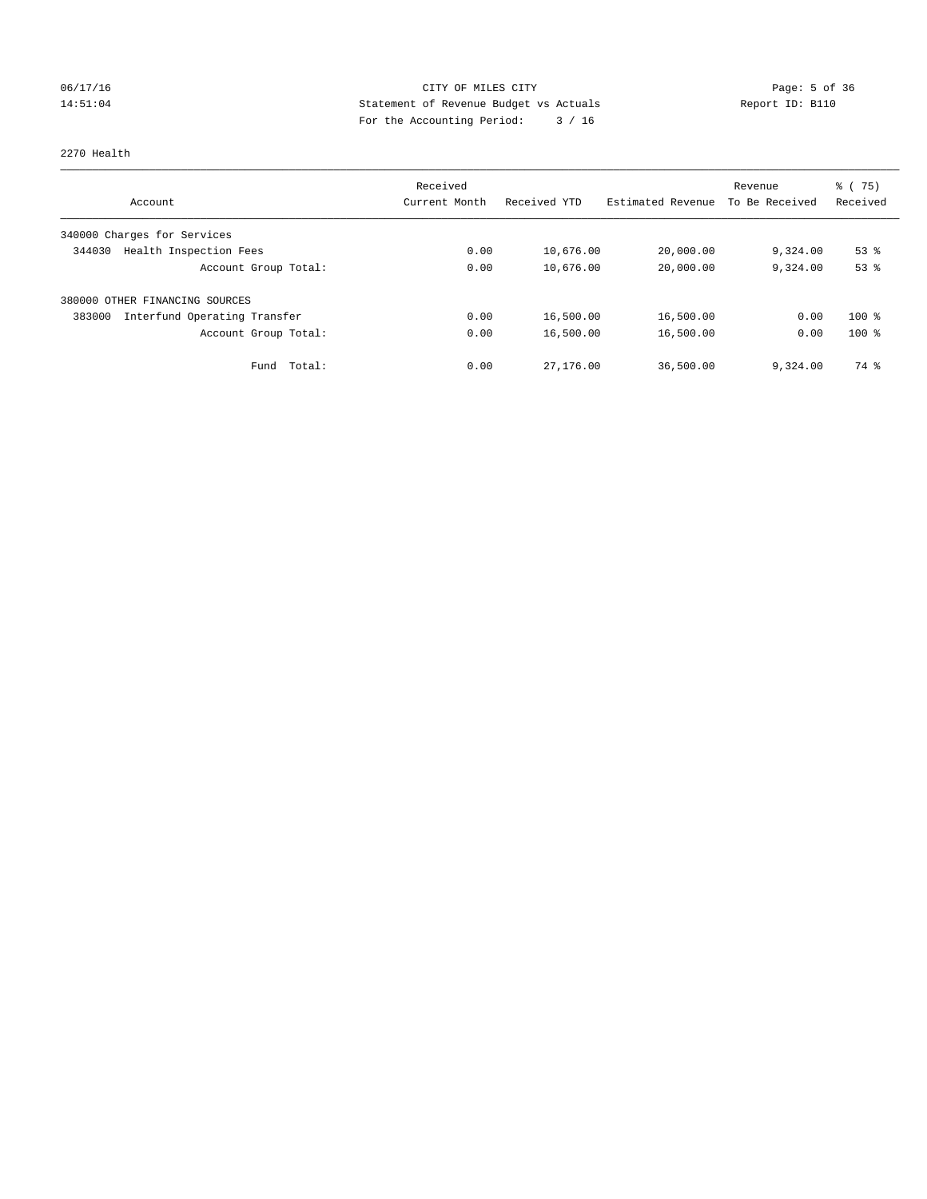CITY OF MILES CITY

Statement of Revenue Budget vs Actuals

For the Accounting Period: 3 / 16

06/17/16
14:51:04

Report ID: B110

2270 Health

| Account | Received Current Month | Received YTD | Estimated Revenue | Revenue To Be Received | % ( 75) Received |
|---|---|---|---|---|---|
| 340000 Charges for Services | | | | | |
| 344030 Health Inspection Fees | 0.00 | 10,676.00 | 20,000.00 | 9,324.00 | 53 % |
| Account Group Total: | 0.00 | 10,676.00 | 20,000.00 | 9,324.00 | 53 % |
| 380000 OTHER FINANCING SOURCES | | | | | |
| 383000 Interfund Operating Transfer | 0.00 | 16,500.00 | 16,500.00 | 0.00 | 100 % |
| Account Group Total: | 0.00 | 16,500.00 | 16,500.00 | 0.00 | 100 % |
| Fund Total: | 0.00 | 27,176.00 | 36,500.00 | 9,324.00 | 74 % |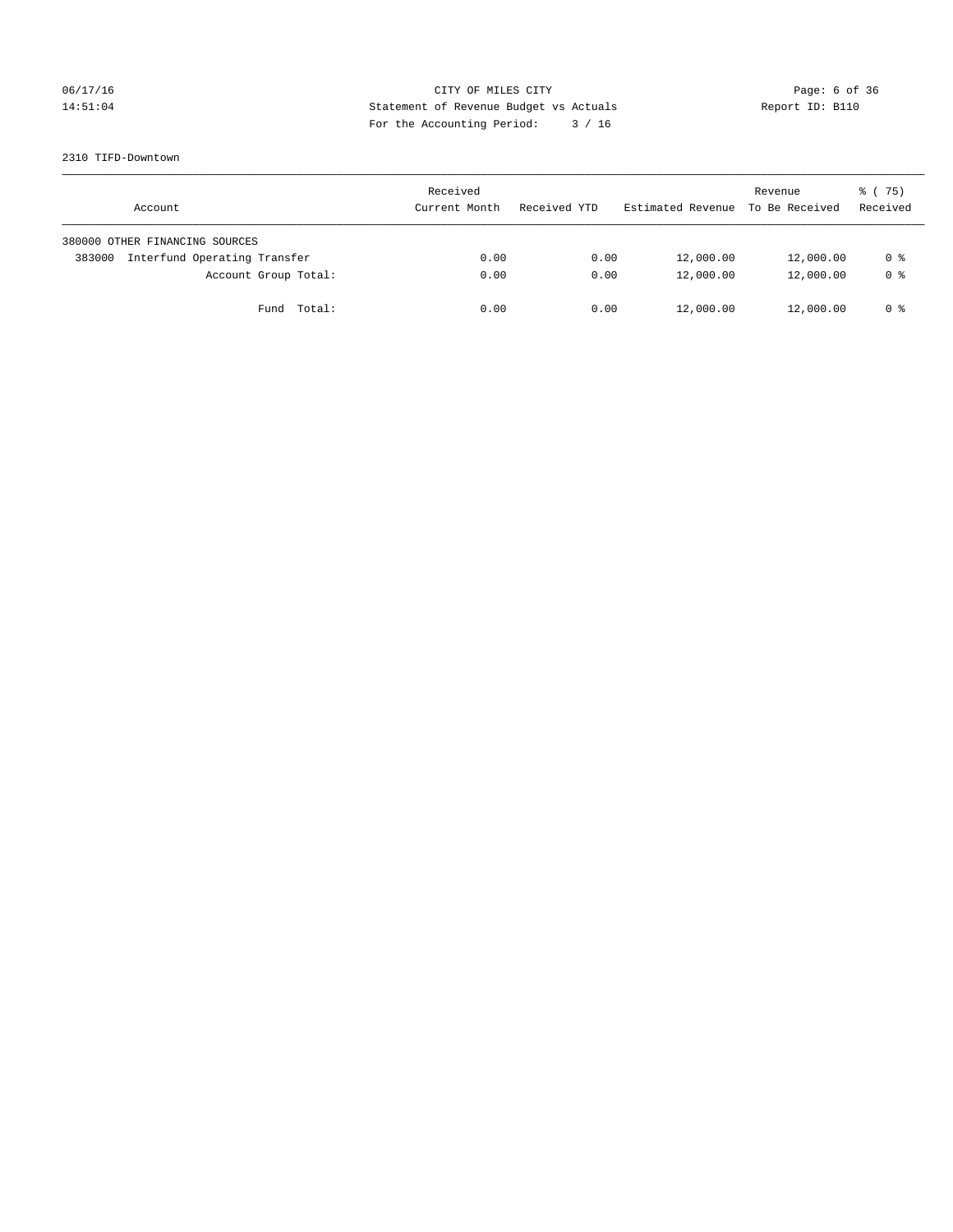CITY OF MILES CITY
Statement of Revenue Budget vs Actuals
For the Accounting Period: 3 / 16

06/17/16
14:51:04

Report ID: B110

2310 TIFD-Downtown

| Account | Received Current Month | Received YTD | Estimated Revenue | Revenue To Be Received | % ( 75) Received |
|---|---|---|---|---|---|
| 380000 OTHER FINANCING SOURCES | | | | | |
| 383000 Interfund Operating Transfer | 0.00 | 0.00 | 12,000.00 | 12,000.00 | 0 % |
| Account Group Total: | 0.00 | 0.00 | 12,000.00 | 12,000.00 | 0 % |
| Fund Total: | 0.00 | 0.00 | 12,000.00 | 12,000.00 | 0 % |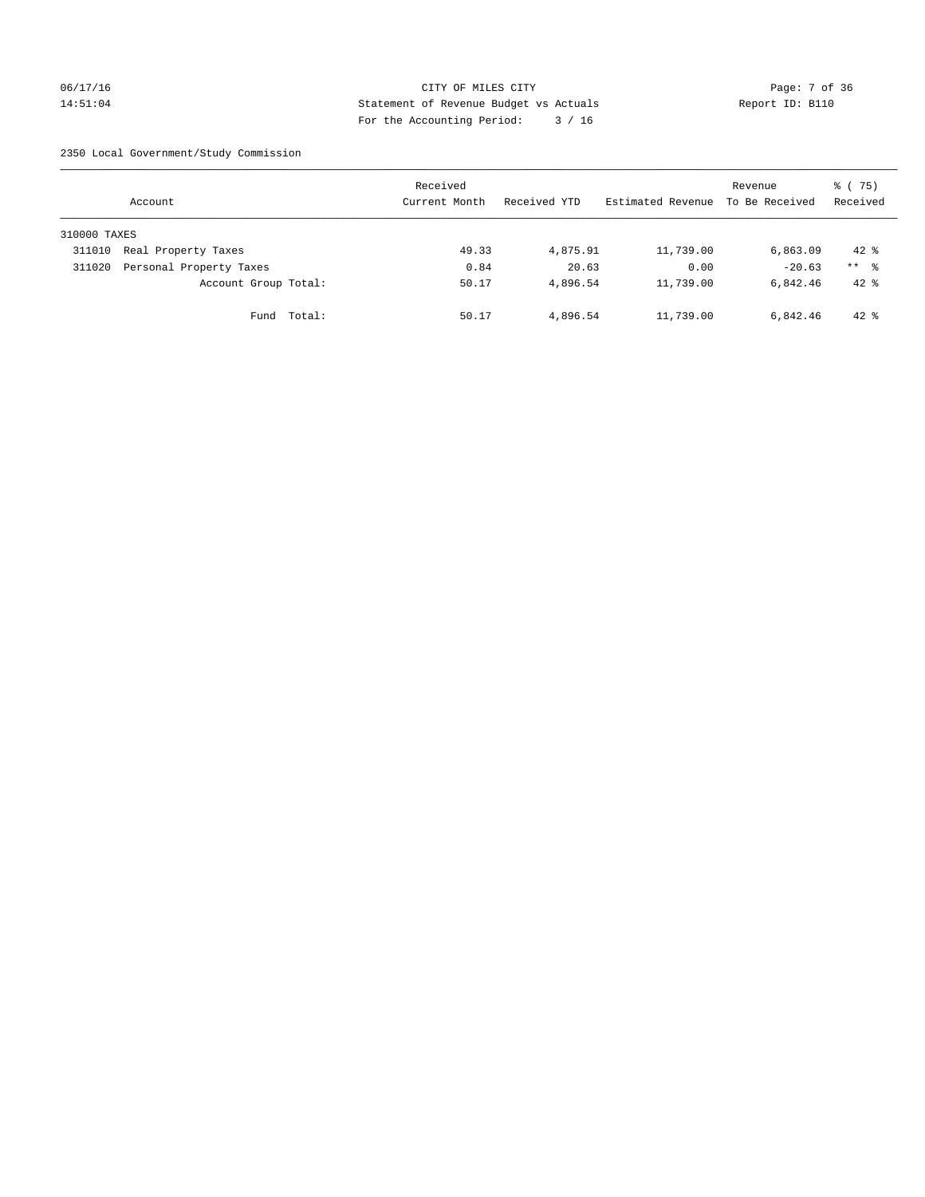CITY OF MILES CITY
Statement of Revenue Budget vs Actuals
For the Accounting Period: 3 / 16

06/17/16
14:51:04

Report ID: B110

2350 Local Government/Study Commission

| Account | | Received Current Month | Received YTD | Estimated Revenue | Revenue To Be Received | % ( 75) Received |
|---|---|---|---|---|---|---|
| 310000 TAXES | | | | | | |
| 311010 | Real Property Taxes | 49.33 | 4,875.91 | 11,739.00 | 6,863.09 | 42 % |
| 311020 | Personal Property Taxes | 0.84 | 20.63 | 0.00 | -20.63 | ** % |
| | Account Group Total: | 50.17 | 4,896.54 | 11,739.00 | 6,842.46 | 42 % |
| | Fund Total: | 50.17 | 4,896.54 | 11,739.00 | 6,842.46 | 42 % |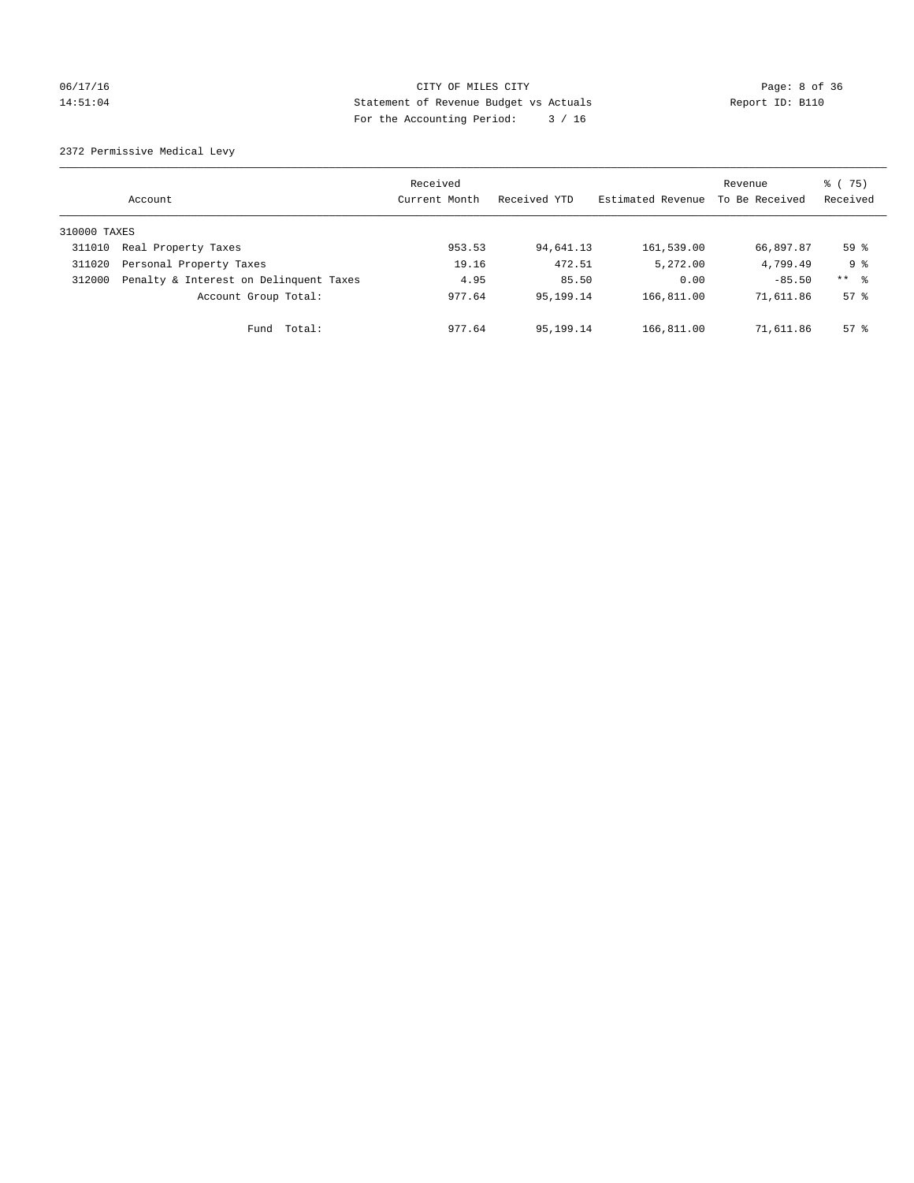CITY OF MILES CITY
Statement of Revenue Budget vs Actuals
For the Accounting Period: 3 / 16

2372 Permissive Medical Levy

| Account | | Received Current Month | Received YTD | Estimated Revenue | Revenue To Be Received | % ( 75) Received |
|---|---|---|---|---|---|---|
| 310000 TAXES | | | | | | |
| 311010 | Real Property Taxes | 953.53 | 94,641.13 | 161,539.00 | 66,897.87 | 59 % |
| 311020 | Personal Property Taxes | 19.16 | 472.51 | 5,272.00 | 4,799.49 | 9 % |
| 312000 | Penalty & Interest on Delinquent Taxes | 4.95 | 85.50 | 0.00 | -85.50 | ** % |
| | Account Group Total: | 977.64 | 95,199.14 | 166,811.00 | 71,611.86 | 57 % |
| | Fund Total: | 977.64 | 95,199.14 | 166,811.00 | 71,611.86 | 57 % |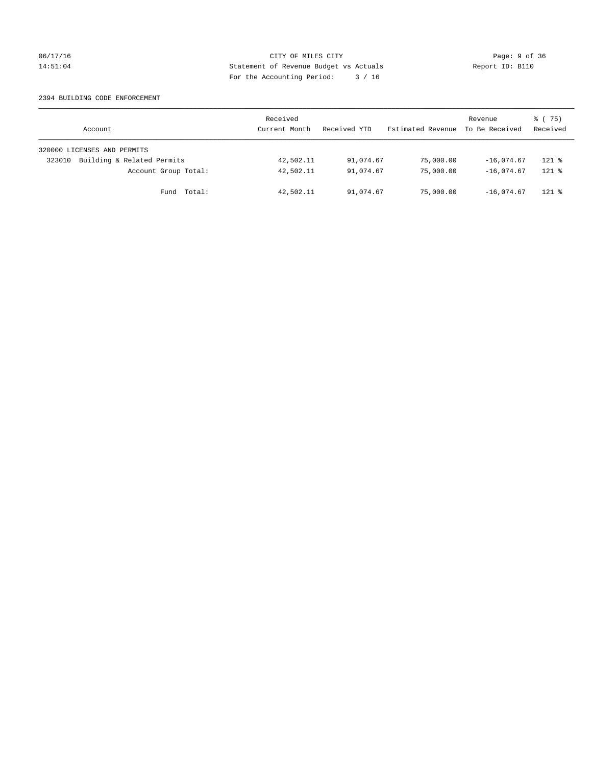CITY OF MILES CITY
Statement of Revenue Budget vs Actuals
For the Accounting Period: 3 / 16

06/17/16
14:51:04

Report ID: B110

2394 BUILDING CODE ENFORCEMENT

| Account | Received Current Month | Received YTD | Estimated Revenue | Revenue To Be Received | % ( 75) Received |
|---|---|---|---|---|---|
| 320000 LICENSES AND PERMITS | | | | | |
| 323010 Building & Related Permits | 42,502.11 | 91,074.67 | 75,000.00 | -16,074.67 | 121 % |
| Account Group Total: | 42,502.11 | 91,074.67 | 75,000.00 | -16,074.67 | 121 % |
| Fund Total: | 42,502.11 | 91,074.67 | 75,000.00 | -16,074.67 | 121 % |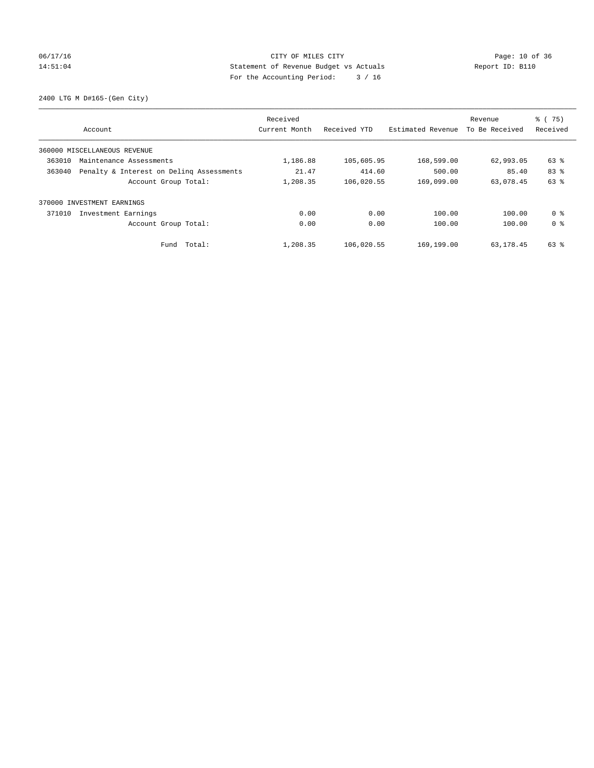CITY OF MILES CITY
Statement of Revenue Budget vs Actuals
For the Accounting Period: 3 / 16

06/17/16
14:51:04

Report ID: B110

2400 LTG M D#165-(Gen City)

| Account | | Received Current Month | Received YTD | Estimated Revenue | Revenue To Be Received | % ( 75) Received |
|---|---|---|---|---|---|---|
| 360000 MISCELLANEOUS REVENUE | | | | | | |
| 363010 | Maintenance Assessments | 1,186.88 | 105,605.95 | 168,599.00 | 62,993.05 | 63 % |
| 363040 | Penalty & Interest on Delinq Assessments | 21.47 | 414.60 | 500.00 | 85.40 | 83 % |
| | Account Group Total: | 1,208.35 | 106,020.55 | 169,099.00 | 63,078.45 | 63 % |
| 370000 INVESTMENT EARNINGS | | | | | | |
| 371010 | Investment Earnings | 0.00 | 0.00 | 100.00 | 100.00 | 0 % |
| | Account Group Total: | 0.00 | 0.00 | 100.00 | 100.00 | 0 % |
| | Fund Total: | 1,208.35 | 106,020.55 | 169,199.00 | 63,178.45 | 63 % |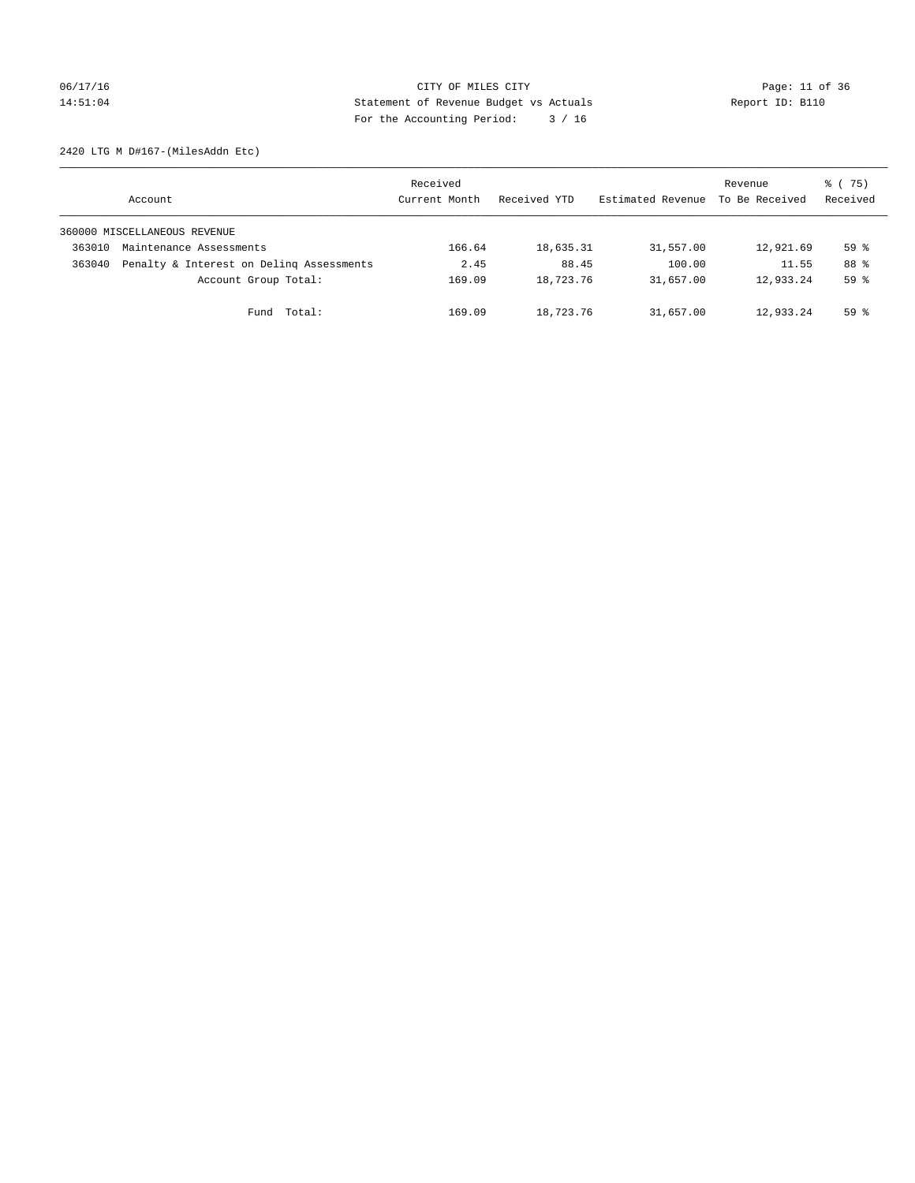CITY OF MILES CITY
Statement of Revenue Budget vs Actuals
For the Accounting Period: 3 / 16

06/17/16
14:51:04

Report ID: B110

2420 LTG M D#167-(MilesAddn Etc)

| Account | | Received Current Month | Received YTD | Estimated Revenue | Revenue To Be Received | % ( 75) Received |
|---|---|---|---|---|---|---|
| 360000 MISCELLANEOUS REVENUE | | | | | | |
| 363010 | Maintenance Assessments | 166.64 | 18,635.31 | 31,557.00 | 12,921.69 | 59 % |
| 363040 | Penalty & Interest on Delinq Assessments | 2.45 | 88.45 | 100.00 | 11.55 | 88 % |
| | Account Group Total: | 169.09 | 18,723.76 | 31,657.00 | 12,933.24 | 59 % |
| | Fund Total: | 169.09 | 18,723.76 | 31,657.00 | 12,933.24 | 59 % |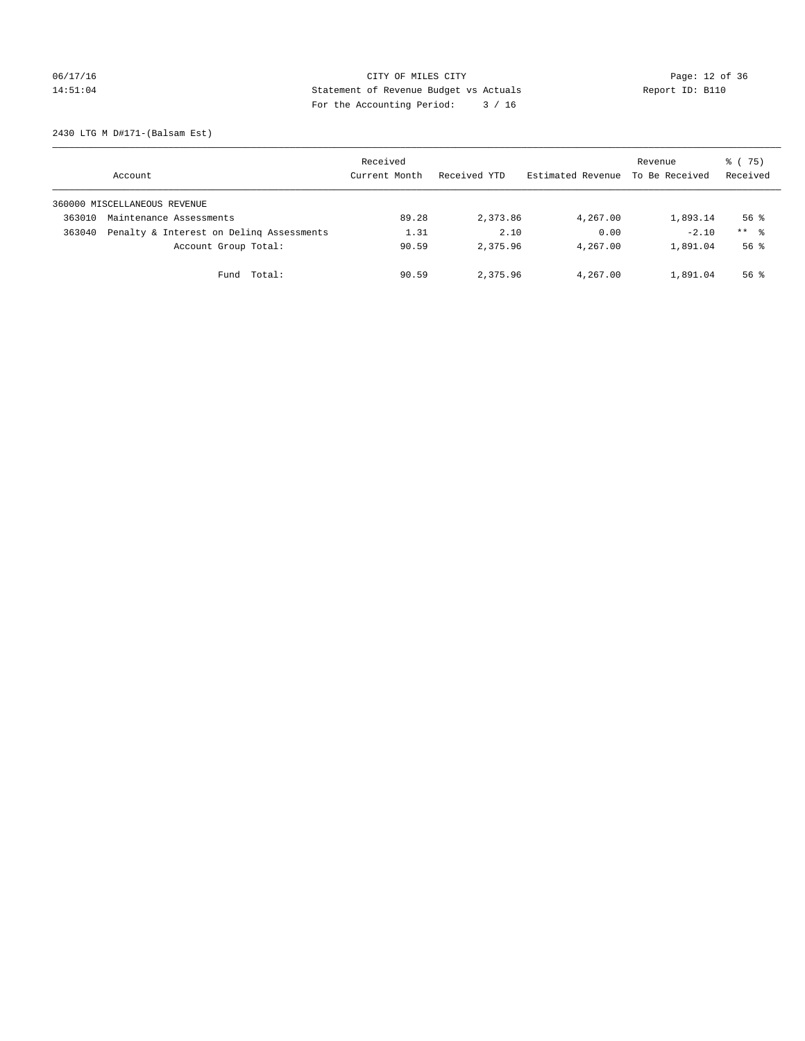CITY OF MILES CITY

Statement of Revenue Budget vs Actuals

For the Accounting Period: 3 / 16

06/17/16
14:51:04

Report ID: B110

2430 LTG M D#171-(Balsam Est)

| Account | | Received Current Month | Received YTD | Estimated Revenue | Revenue To Be Received | % ( 75) Received |
|---|---|---|---|---|---|---|
| 360000 MISCELLANEOUS REVENUE | | | | | | |
| 363010 | Maintenance Assessments | 89.28 | 2,373.86 | 4,267.00 | 1,893.14 | 56 % |
| 363040 | Penalty & Interest on Delinq Assessments | 1.31 | 2.10 | 0.00 | -2.10 | ** % |
| | Account Group Total: | 90.59 | 2,375.96 | 4,267.00 | 1,891.04 | 56 % |
| | Fund Total: | 90.59 | 2,375.96 | 4,267.00 | 1,891.04 | 56 % |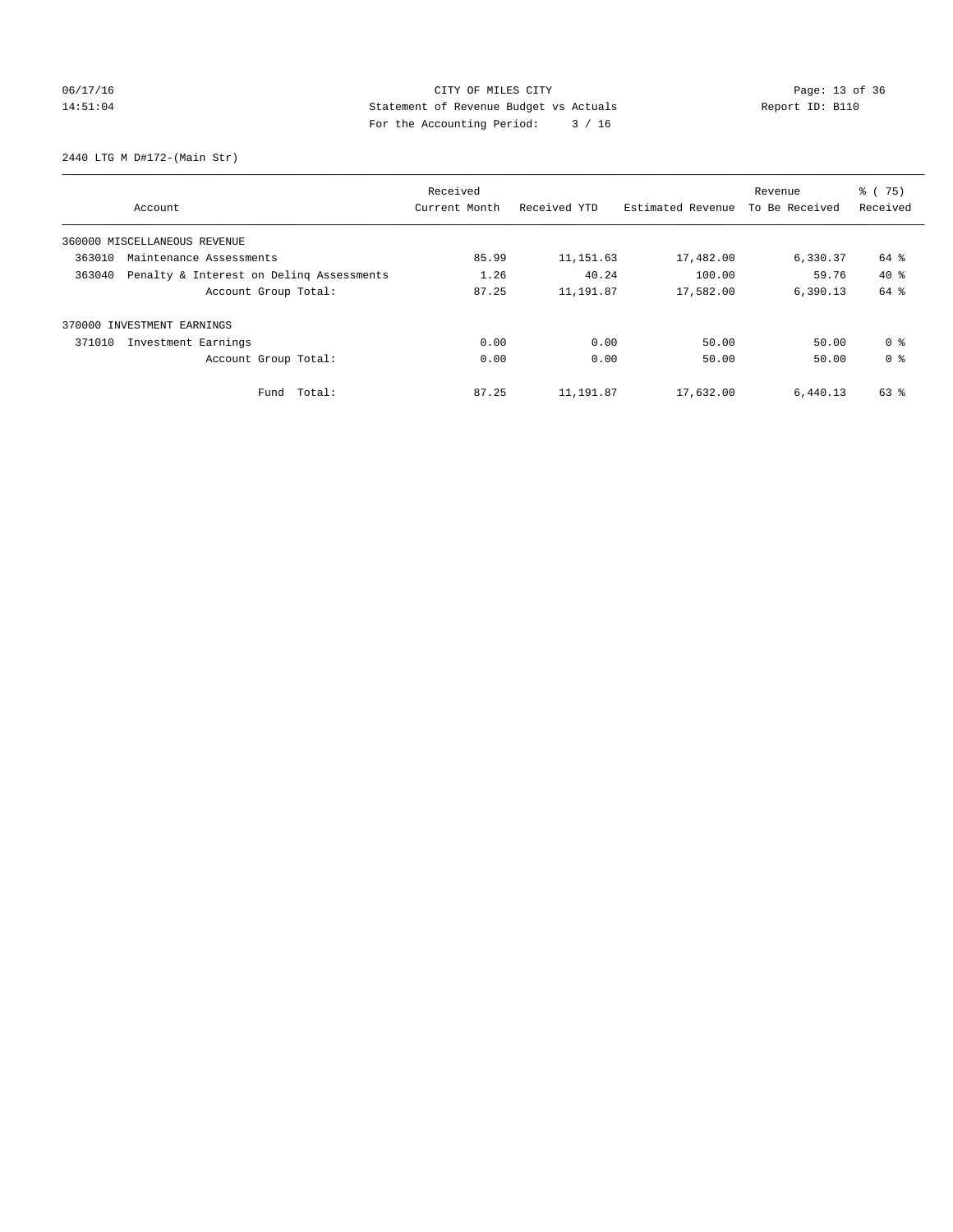CITY OF MILES CITY
Statement of Revenue Budget vs Actuals
For the Accounting Period: 3 / 16

06/17/16
14:51:04

Report ID: B110

2440 LTG M D#172-(Main Str)

| Account | Received Current Month | Received YTD | Estimated Revenue | Revenue To Be Received | % ( 75) Received |
|---|---|---|---|---|---|
| 360000 MISCELLANEOUS REVENUE | | | | | |
| 363010 Maintenance Assessments | 85.99 | 11,151.63 | 17,482.00 | 6,330.37 | 64 % |
| 363040 Penalty & Interest on Delinq Assessments | 1.26 | 40.24 | 100.00 | 59.76 | 40 % |
| Account Group Total: | 87.25 | 11,191.87 | 17,582.00 | 6,390.13 | 64 % |
| 370000 INVESTMENT EARNINGS | | | | | |
| 371010 Investment Earnings | 0.00 | 0.00 | 50.00 | 50.00 | 0 % |
| Account Group Total: | 0.00 | 0.00 | 50.00 | 50.00 | 0 % |
| Fund Total: | 87.25 | 11,191.87 | 17,632.00 | 6,440.13 | 63 % |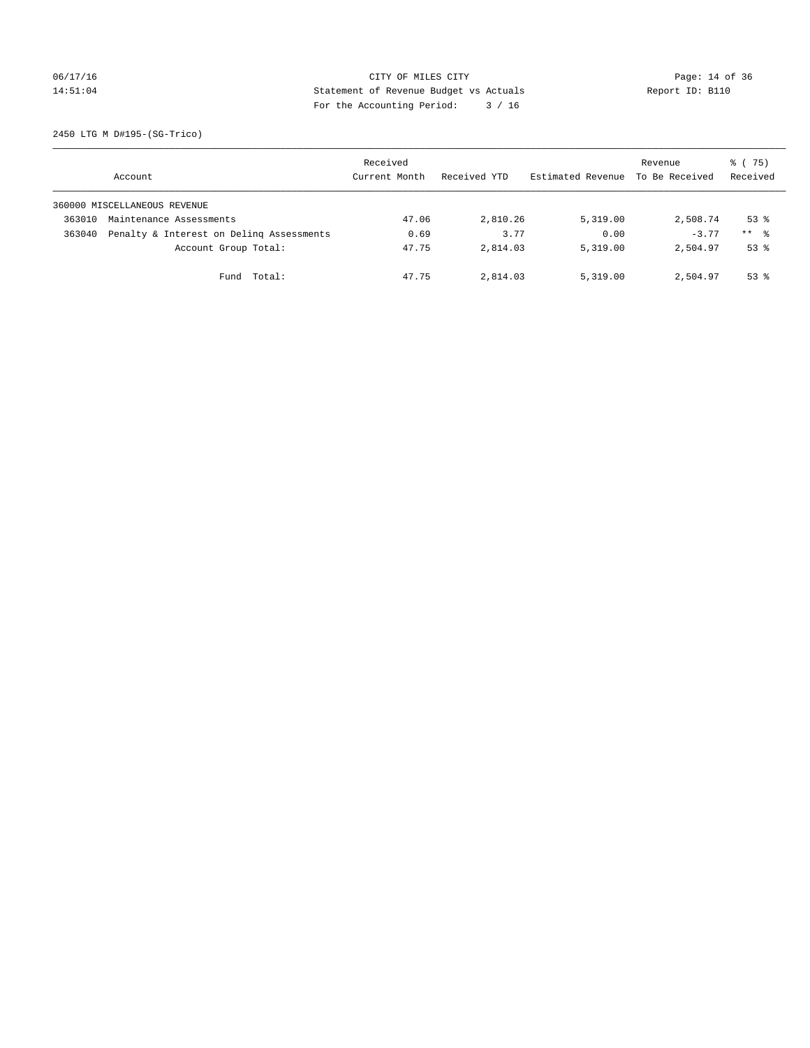CITY OF MILES CITY
Statement of Revenue Budget vs Actuals
For the Accounting Period: 3 / 16

06/17/16
14:51:04

Report ID: B110

2450 LTG M D#195-(SG-Trico)

| Account | | Received Current Month | Received YTD | Estimated Revenue | Revenue To Be Received | % ( 75) Received |
|---|---|---|---|---|---|---|
| 360000 MISCELLANEOUS REVENUE | | | | | | |
| 363010 | Maintenance Assessments | 47.06 | 2,810.26 | 5,319.00 | 2,508.74 | 53 % |
| 363040 | Penalty & Interest on Delinq Assessments | 0.69 | 3.77 | 0.00 | -3.77 | ** % |
| | Account Group Total: | 47.75 | 2,814.03 | 5,319.00 | 2,504.97 | 53 % |
| | Fund Total: | 47.75 | 2,814.03 | 5,319.00 | 2,504.97 | 53 % |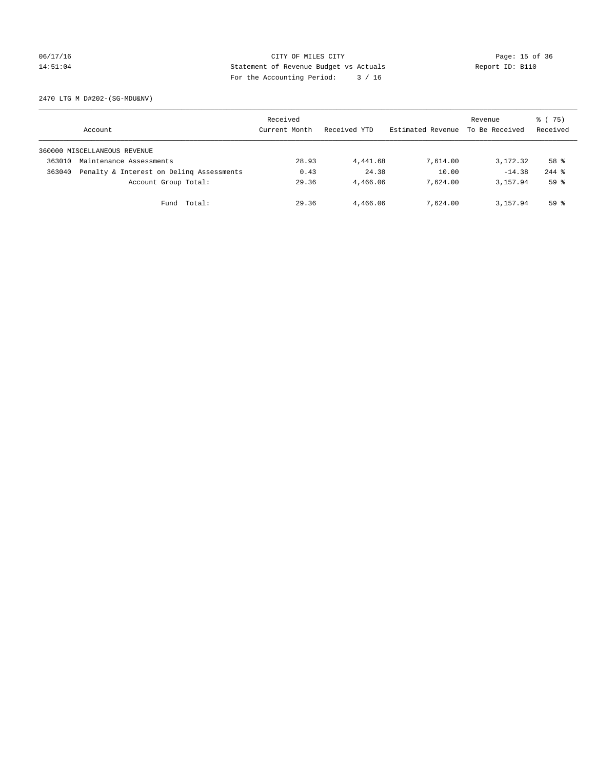CITY OF MILES CITY
Statement of Revenue Budget vs Actuals
For the Accounting Period: 3 / 16

06/17/16
14:51:04

Report ID: B110

2470 LTG M D#202-(SG-MDU&NV)

| Account | | Received Current Month | Received YTD | Estimated Revenue | Revenue To Be Received | % ( 75) Received |
|---|---|---|---|---|---|---|
| 360000 MISCELLANEOUS REVENUE | | | | | | |
| 363010 | Maintenance Assessments | 28.93 | 4,441.68 | 7,614.00 | 3,172.32 | 58 % |
| 363040 | Penalty & Interest on Delinq Assessments | 0.43 | 24.38 | 10.00 | -14.38 | 244 % |
| | Account Group Total: | 29.36 | 4,466.06 | 7,624.00 | 3,157.94 | 59 % |
| | Fund Total: | 29.36 | 4,466.06 | 7,624.00 | 3,157.94 | 59 % |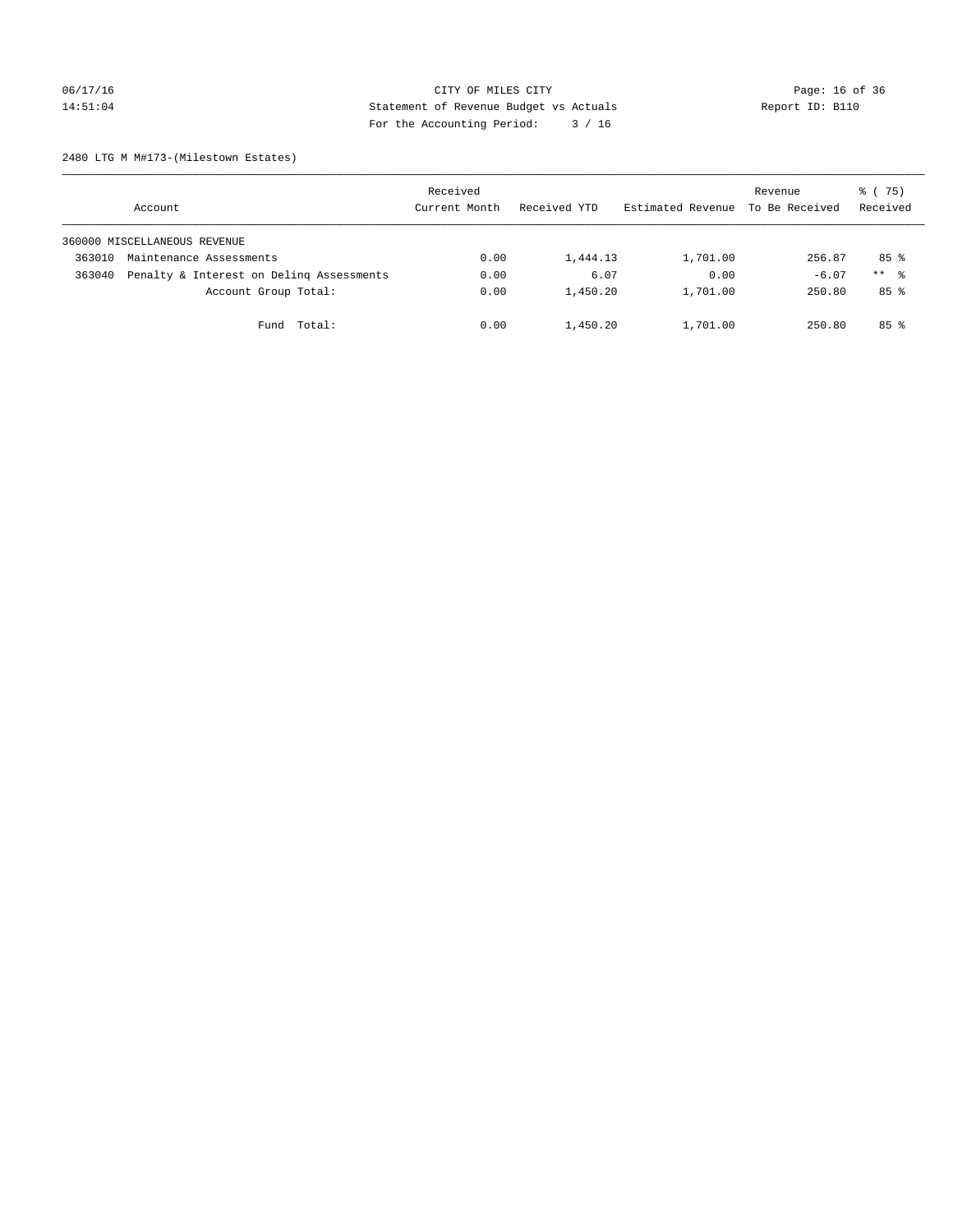CITY OF MILES CITY

Statement of Revenue Budget vs Actuals

For the Accounting Period: 3 / 16

06/17/16 14:51:04 Report ID: B110

2480 LTG M M#173-(Milestown Estates)

| Account | Received Current Month | Received YTD | Estimated Revenue | Revenue To Be Received | % ( 75) Received |
|---|---|---|---|---|---|
| 360000 MISCELLANEOUS REVENUE | | | | | |
| 363010 Maintenance Assessments | 0.00 | 1,444.13 | 1,701.00 | 256.87 | 85 % |
| 363040 Penalty & Interest on Delinq Assessments | 0.00 | 6.07 | 0.00 | -6.07 | ** % |
| Account Group Total: | 0.00 | 1,450.20 | 1,701.00 | 250.80 | 85 % |
| Fund Total: | 0.00 | 1,450.20 | 1,701.00 | 250.80 | 85 % |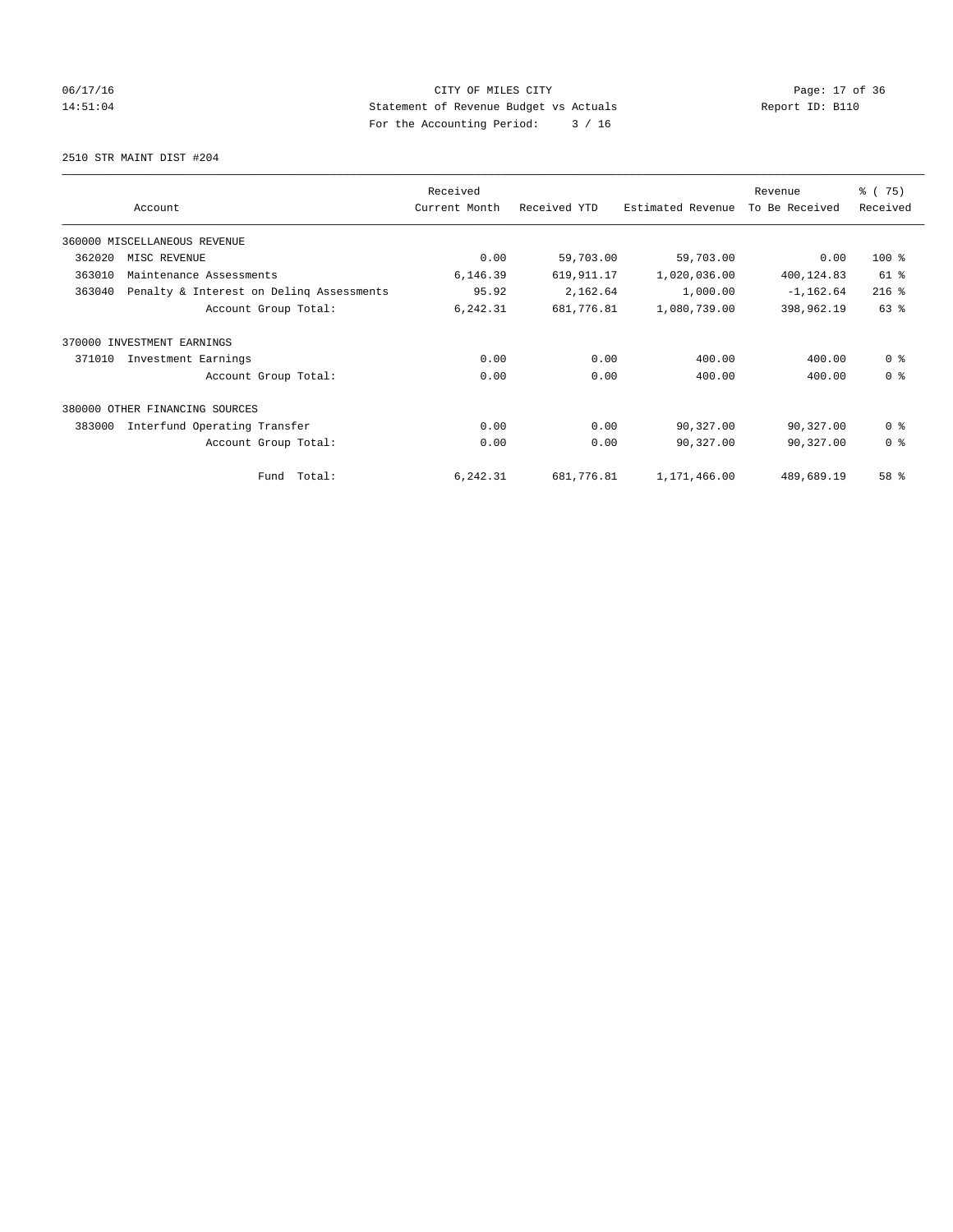CITY OF MILES CITY
Statement of Revenue Budget vs Actuals
For the Accounting Period: 3 / 16

06/17/16
14:51:04

Report ID: B110

2510 STR MAINT DIST #204

| Account | Received Current Month | Received YTD | Estimated Revenue | Revenue To Be Received | % ( 75) Received |
|---|---|---|---|---|---|
| 360000 MISCELLANEOUS REVENUE | | | | | |
| 362020 MISC REVENUE | 0.00 | 59,703.00 | 59,703.00 | 0.00 | 100 % |
| 363010 Maintenance Assessments | 6,146.39 | 619,911.17 | 1,020,036.00 | 400,124.83 | 61 % |
| 363040 Penalty & Interest on Delinq Assessments | 95.92 | 2,162.64 | 1,000.00 | -1,162.64 | 216 % |
| Account Group Total: | 6,242.31 | 681,776.81 | 1,080,739.00 | 398,962.19 | 63 % |
| 370000 INVESTMENT EARNINGS | | | | | |
| 371010 Investment Earnings | 0.00 | 0.00 | 400.00 | 400.00 | 0 % |
| Account Group Total: | 0.00 | 0.00 | 400.00 | 400.00 | 0 % |
| 380000 OTHER FINANCING SOURCES | | | | | |
| 383000 Interfund Operating Transfer | 0.00 | 0.00 | 90,327.00 | 90,327.00 | 0 % |
| Account Group Total: | 0.00 | 0.00 | 90,327.00 | 90,327.00 | 0 % |
| Fund Total: | 6,242.31 | 681,776.81 | 1,171,466.00 | 489,689.19 | 58 % |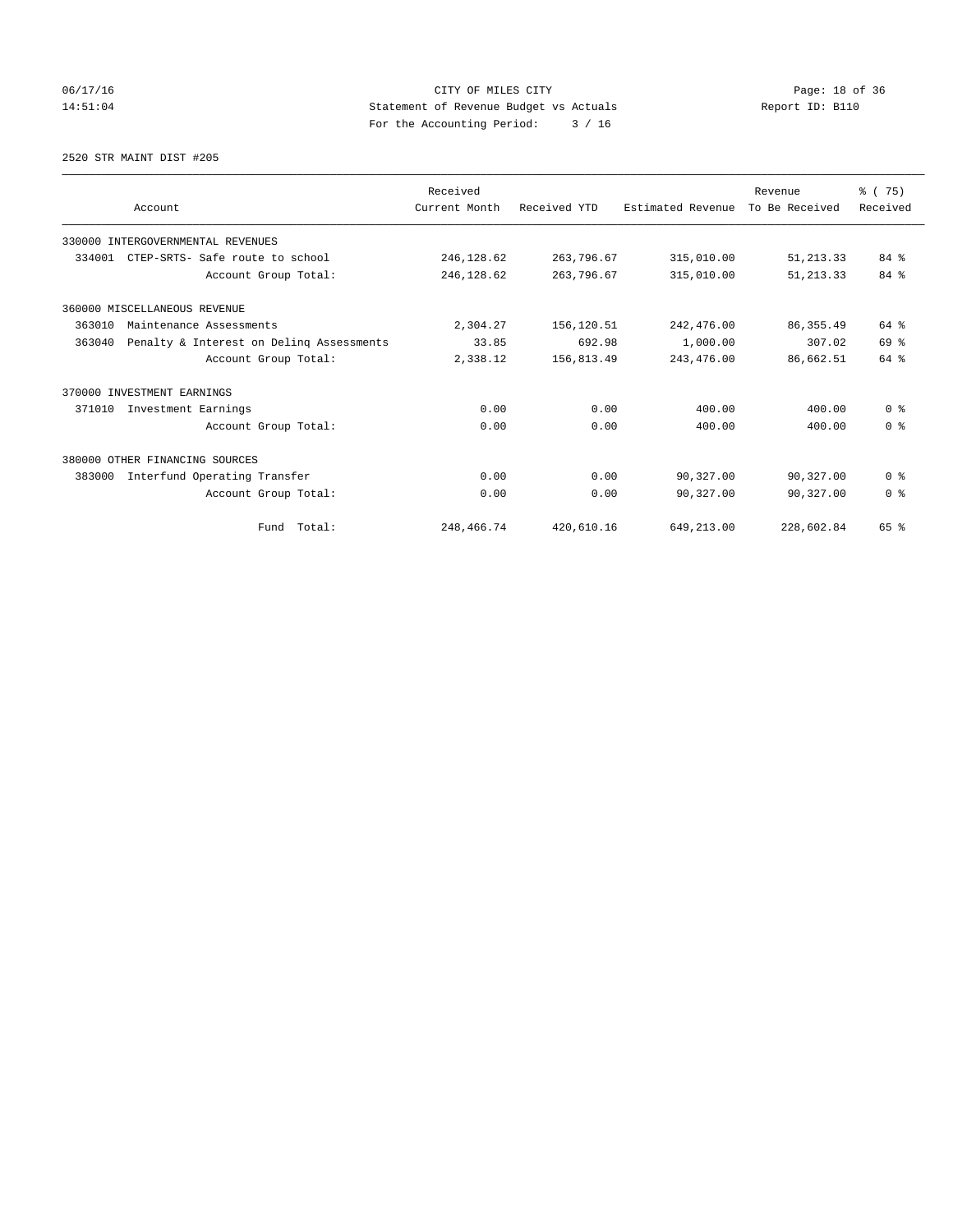CITY OF MILES CITY
Statement of Revenue Budget vs Actuals
For the Accounting Period: 3 / 16

06/17/16
14:51:04

Report ID: B110

2520 STR MAINT DIST #205

| Account | Received Current Month | Received YTD | Estimated Revenue | Revenue To Be Received | % ( 75) Received |
|---|---|---|---|---|---|
| 330000 INTERGOVERNMENTAL REVENUES | | | | | |
| 334001 CTEP-SRTS- Safe route to school | 246,128.62 | 263,796.67 | 315,010.00 | 51,213.33 | 84 % |
| Account Group Total: | 246,128.62 | 263,796.67 | 315,010.00 | 51,213.33 | 84 % |
| 360000 MISCELLANEOUS REVENUE | | | | | |
| 363010 Maintenance Assessments | 2,304.27 | 156,120.51 | 242,476.00 | 86,355.49 | 64 % |
| 363040 Penalty & Interest on Delinq Assessments | 33.85 | 692.98 | 1,000.00 | 307.02 | 69 % |
| Account Group Total: | 2,338.12 | 156,813.49 | 243,476.00 | 86,662.51 | 64 % |
| 370000 INVESTMENT EARNINGS | | | | | |
| 371010 Investment Earnings | 0.00 | 0.00 | 400.00 | 400.00 | 0 % |
| Account Group Total: | 0.00 | 0.00 | 400.00 | 400.00 | 0 % |
| 380000 OTHER FINANCING SOURCES | | | | | |
| 383000 Interfund Operating Transfer | 0.00 | 0.00 | 90,327.00 | 90,327.00 | 0 % |
| Account Group Total: | 0.00 | 0.00 | 90,327.00 | 90,327.00 | 0 % |
| Fund Total: | 248,466.74 | 420,610.16 | 649,213.00 | 228,602.84 | 65 % |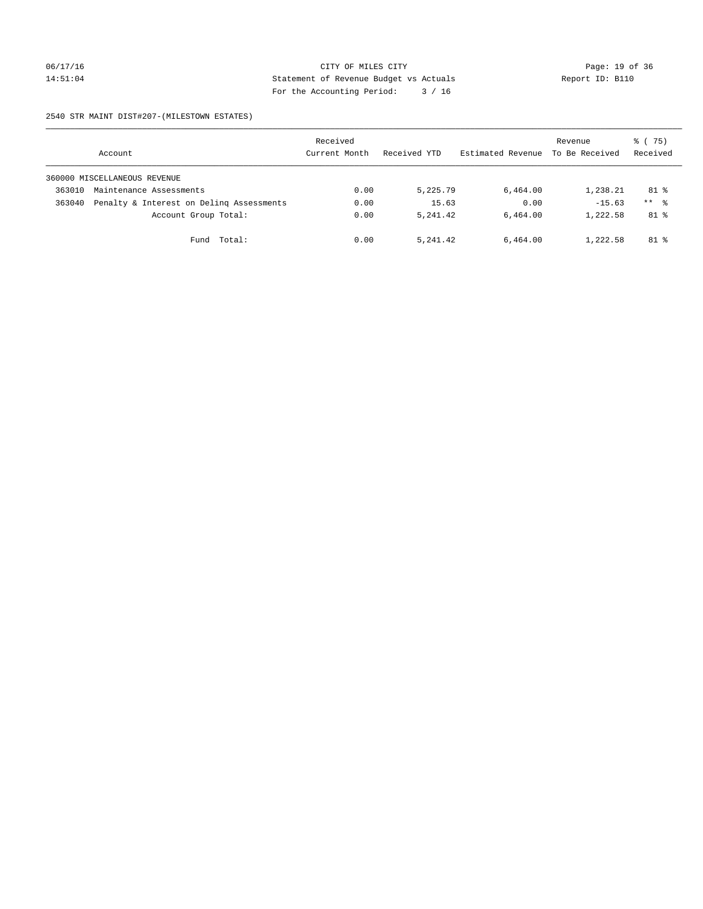CITY OF MILES CITY
Statement of Revenue Budget vs Actuals
For the Accounting Period: 3 / 16

2540 STR MAINT DIST#207-(MILESTOWN ESTATES)

| Account | | Received Current Month | Received YTD | Estimated Revenue | Revenue To Be Received | % ( 75) Received |
|---|---|---|---|---|---|---|
| 360000 MISCELLANEOUS REVENUE | | | | | | |
| 363010 | Maintenance Assessments | 0.00 | 5,225.79 | 6,464.00 | 1,238.21 | 81 % |
| 363040 | Penalty & Interest on Delinq Assessments | 0.00 | 15.63 | 0.00 | -15.63 | ** % |
| | Account Group Total: | 0.00 | 5,241.42 | 6,464.00 | 1,222.58 | 81 % |
| | Fund Total: | 0.00 | 5,241.42 | 6,464.00 | 1,222.58 | 81 % |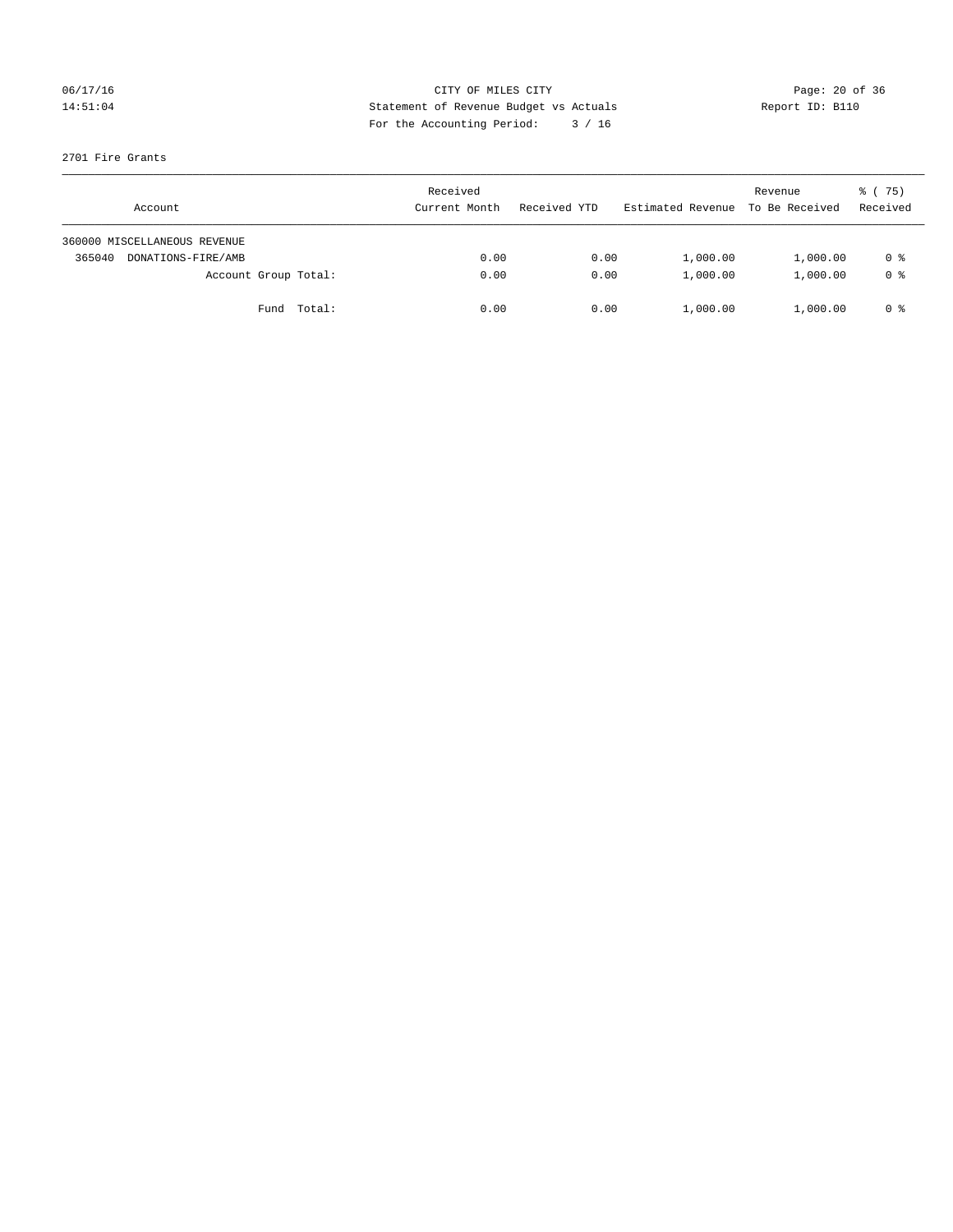CITY OF MILES CITY
Statement of Revenue Budget vs Actuals
For the Accounting Period: 3 / 16

06/17/16
14:51:04

Report ID: B110

2701 Fire Grants

| Account | Received Current Month | Received YTD | Estimated Revenue | Revenue To Be Received | % ( 75) Received |
|---|---|---|---|---|---|
| 360000 MISCELLANEOUS REVENUE | | | | | |
| 365040 DONATIONS-FIRE/AMB | 0.00 | 0.00 | 1,000.00 | 1,000.00 | 0 % |
| Account Group Total: | 0.00 | 0.00 | 1,000.00 | 1,000.00 | 0 % |
| Fund Total: | 0.00 | 0.00 | 1,000.00 | 1,000.00 | 0 % |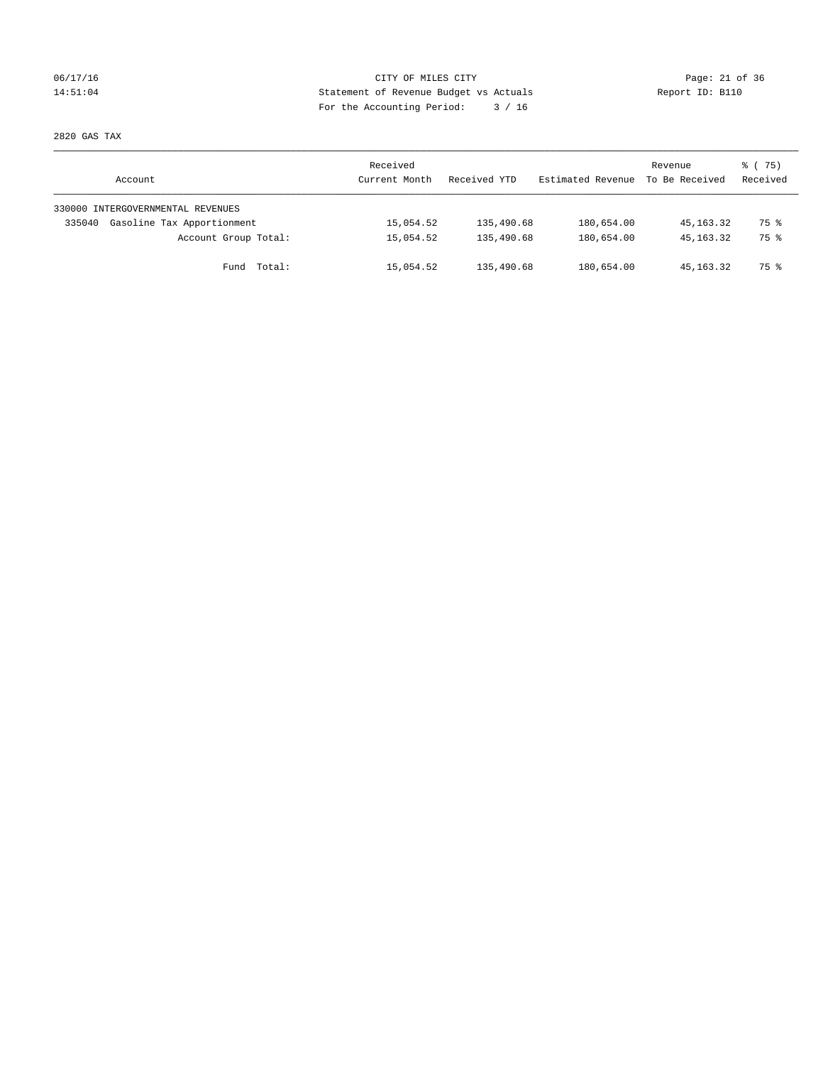CITY OF MILES CITY
Statement of Revenue Budget vs Actuals
For the Accounting Period: 3 / 16

06/17/16
14:51:04

Report ID: B110

2820 GAS TAX

| Account | Received Current Month | Received YTD | Estimated Revenue | Revenue To Be Received | % ( 75) Received |
|---|---|---|---|---|---|
| 330000 INTERGOVERNMENTAL REVENUES | | | | | |
| 335040 Gasoline Tax Apportionment | 15,054.52 | 135,490.68 | 180,654.00 | 45,163.32 | 75 % |
| Account Group Total: | 15,054.52 | 135,490.68 | 180,654.00 | 45,163.32 | 75 % |
| Fund Total: | 15,054.52 | 135,490.68 | 180,654.00 | 45,163.32 | 75 % |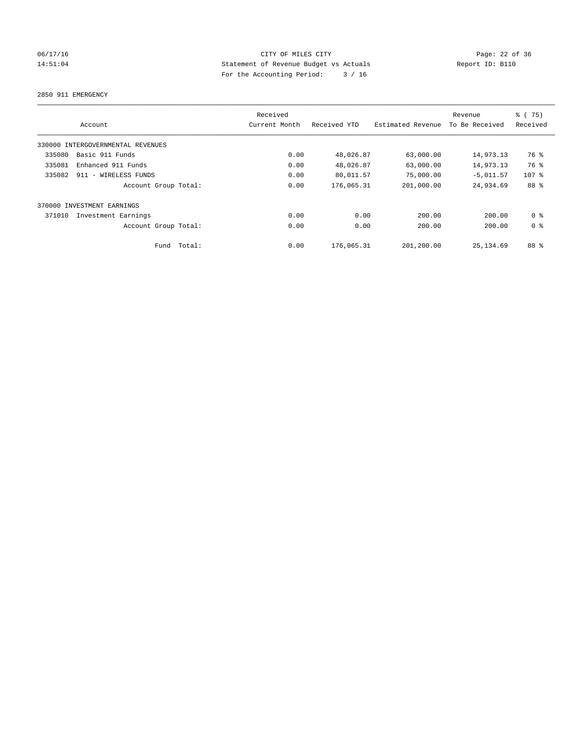CITY OF MILES CITY
Statement of Revenue Budget vs Actuals
For the Accounting Period: 3 / 16

06/17/16 14:51:04 — Report ID: B110

2850 911 EMERGENCY

| Account | Received Current Month | Received YTD | Estimated Revenue | Revenue To Be Received | % ( 75) Received |
|---|---|---|---|---|---|
| 330000 INTERGOVERNMENTAL REVENUES | | | | | |
| 335080 Basic 911 Funds | 0.00 | 48,026.87 | 63,000.00 | 14,973.13 | 76 % |
| 335081 Enhanced 911 Funds | 0.00 | 48,026.87 | 63,000.00 | 14,973.13 | 76 % |
| 335082 911 - WIRELESS FUNDS | 0.00 | 80,011.57 | 75,000.00 | -5,011.57 | 107 % |
| Account Group Total: | 0.00 | 176,065.31 | 201,000.00 | 24,934.69 | 88 % |
| 370000 INVESTMENT EARNINGS | | | | | |
| 371010 Investment Earnings | 0.00 | 0.00 | 200.00 | 200.00 | 0 % |
| Account Group Total: | 0.00 | 0.00 | 200.00 | 200.00 | 0 % |
| Fund Total: | 0.00 | 176,065.31 | 201,200.00 | 25,134.69 | 88 % |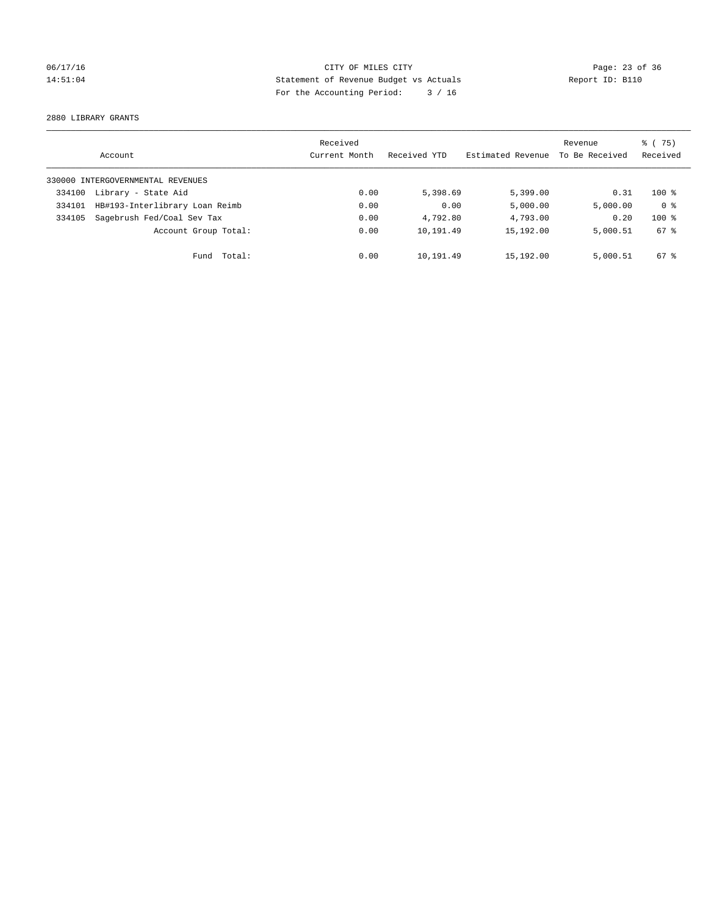CITY OF MILES CITY
Statement of Revenue Budget vs Actuals
For the Accounting Period: 3 / 16

06/17/16
14:51:04

Report ID: B110

2880 LIBRARY GRANTS

| Account | | Received Current Month | Received YTD | Estimated Revenue | Revenue To Be Received | % ( 75) Received |
|---|---|---|---|---|---|---|
| 330000 INTERGOVERNMENTAL REVENUES | | | | | | |
| 334100 | Library - State Aid | 0.00 | 5,398.69 | 5,399.00 | 0.31 | 100 % |
| 334101 | HB#193-Interlibrary Loan Reimb | 0.00 | 0.00 | 5,000.00 | 5,000.00 | 0 % |
| 334105 | Sagebrush Fed/Coal Sev Tax | 0.00 | 4,792.80 | 4,793.00 | 0.20 | 100 % |
| | Account Group Total: | 0.00 | 10,191.49 | 15,192.00 | 5,000.51 | 67 % |
| | Fund Total: | 0.00 | 10,191.49 | 15,192.00 | 5,000.51 | 67 % |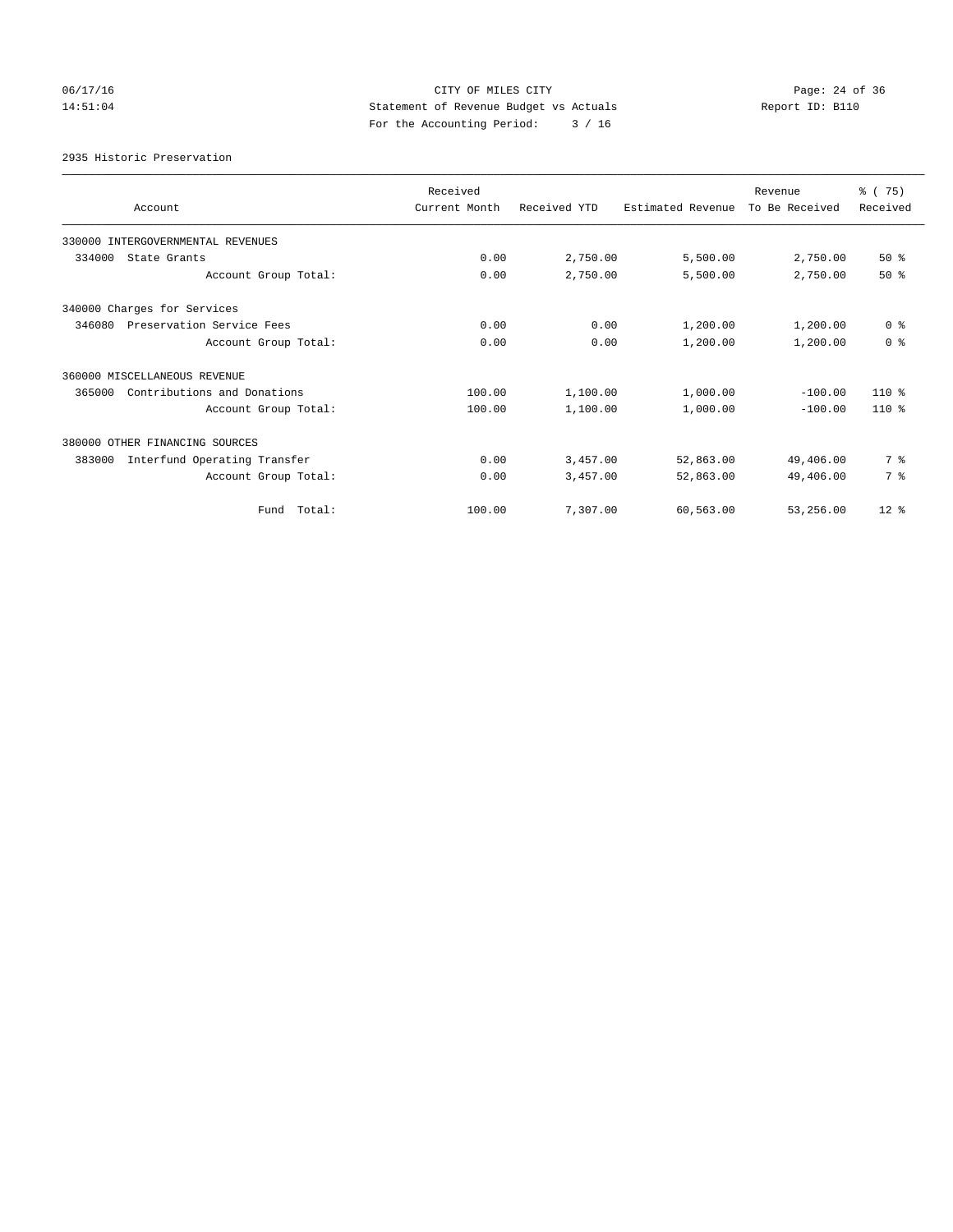CITY OF MILES CITY
Statement of Revenue Budget vs Actuals
For the Accounting Period: 3 / 16

06/17/16
14:51:04

Report ID: B110

2935 Historic Preservation

| Account | Received Current Month | Received YTD | Estimated Revenue | Revenue To Be Received | % ( 75) Received |
|---|---|---|---|---|---|
| 330000 INTERGOVERNMENTAL REVENUES | | | | | |
| 334000 State Grants | 0.00 | 2,750.00 | 5,500.00 | 2,750.00 | 50 % |
| Account Group Total: | 0.00 | 2,750.00 | 5,500.00 | 2,750.00 | 50 % |
| 340000 Charges for Services | | | | | |
| 346080 Preservation Service Fees | 0.00 | 0.00 | 1,200.00 | 1,200.00 | 0 % |
| Account Group Total: | 0.00 | 0.00 | 1,200.00 | 1,200.00 | 0 % |
| 360000 MISCELLANEOUS REVENUE | | | | | |
| 365000 Contributions and Donations | 100.00 | 1,100.00 | 1,000.00 | -100.00 | 110 % |
| Account Group Total: | 100.00 | 1,100.00 | 1,000.00 | -100.00 | 110 % |
| 380000 OTHER FINANCING SOURCES | | | | | |
| 383000 Interfund Operating Transfer | 0.00 | 3,457.00 | 52,863.00 | 49,406.00 | 7 % |
| Account Group Total: | 0.00 | 3,457.00 | 52,863.00 | 49,406.00 | 7 % |
| Fund Total: | 100.00 | 7,307.00 | 60,563.00 | 53,256.00 | 12 % |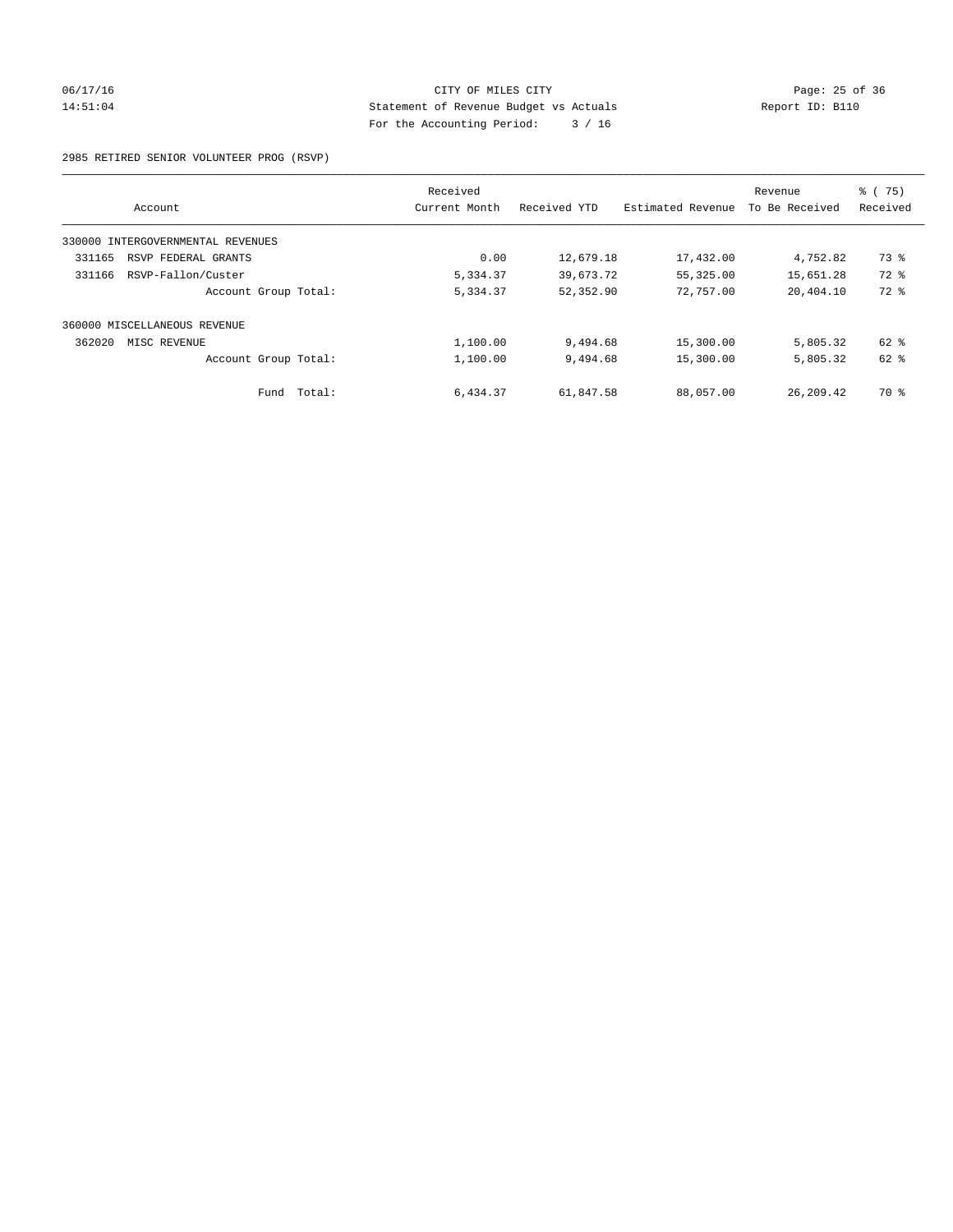CITY OF MILES CITY
Statement of Revenue Budget vs Actuals
For the Accounting Period: 3 / 16

06/17/16
14:51:04

Report ID: B110

2985 RETIRED SENIOR VOLUNTEER PROG (RSVP)

| Account | Received Current Month | Received YTD | Estimated Revenue | Revenue To Be Received | % ( 75) Received |
|---|---|---|---|---|---|
| 330000 INTERGOVERNMENTAL REVENUES | | | | | |
| 331165 RSVP FEDERAL GRANTS | 0.00 | 12,679.18 | 17,432.00 | 4,752.82 | 73 % |
| 331166 RSVP-Fallon/Custer | 5,334.37 | 39,673.72 | 55,325.00 | 15,651.28 | 72 % |
| Account Group Total: | 5,334.37 | 52,352.90 | 72,757.00 | 20,404.10 | 72 % |
| 360000 MISCELLANEOUS REVENUE | | | | | |
| 362020 MISC REVENUE | 1,100.00 | 9,494.68 | 15,300.00 | 5,805.32 | 62 % |
| Account Group Total: | 1,100.00 | 9,494.68 | 15,300.00 | 5,805.32 | 62 % |
| Fund Total: | 6,434.37 | 61,847.58 | 88,057.00 | 26,209.42 | 70 % |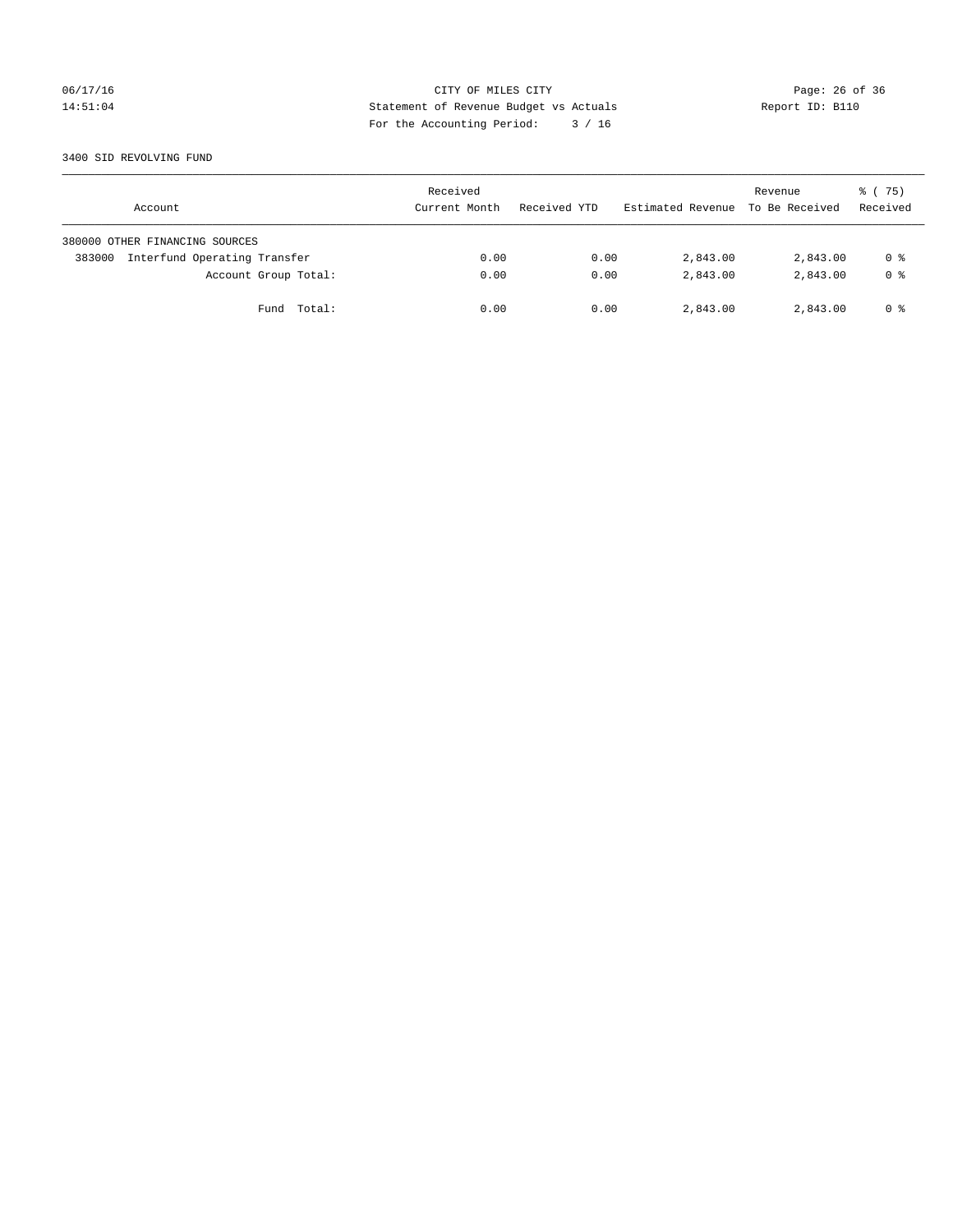CITY OF MILES CITY
Statement of Revenue Budget vs Actuals
For the Accounting Period: 3 / 16

06/17/16
14:51:04

Report ID: B110

3400 SID REVOLVING FUND

| Account | Received Current Month | Received YTD | Estimated Revenue | Revenue To Be Received | % ( 75) Received |
|---|---|---|---|---|---|
| 380000 OTHER FINANCING SOURCES | | | | | |
| 383000 Interfund Operating Transfer | 0.00 | 0.00 | 2,843.00 | 2,843.00 | 0 % |
| Account Group Total: | 0.00 | 0.00 | 2,843.00 | 2,843.00 | 0 % |
| Fund Total: | 0.00 | 0.00 | 2,843.00 | 2,843.00 | 0 % |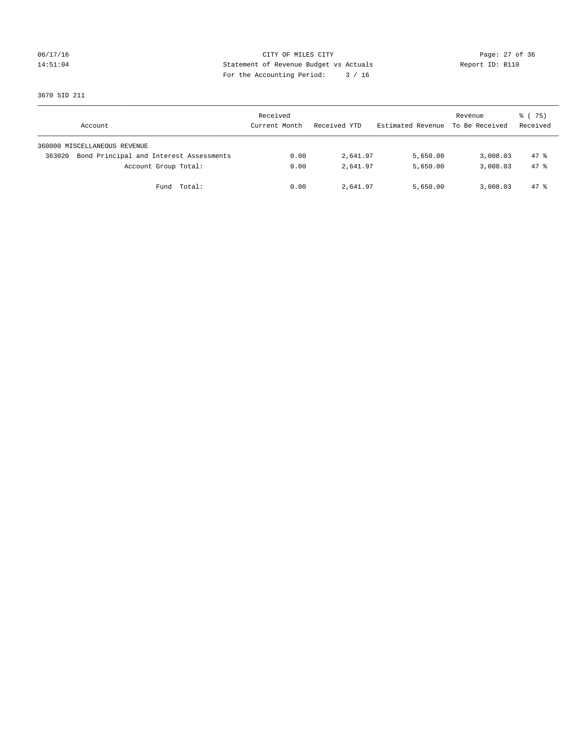CITY OF MILES CITY
Statement of Revenue Budget vs Actuals
For the Accounting Period: 3 / 16

06/17/16
14:51:04

Report ID: B110

3670 SID 211

| Account | Received Current Month | Received YTD | Estimated Revenue | Revenue To Be Received | % ( 75) Received |
|---|---|---|---|---|---|
| 360000 MISCELLANEOUS REVENUE | | | | | |
| 363020 Bond Principal and Interest Assessments | 0.00 | 2,641.97 | 5,650.00 | 3,008.03 | 47 % |
| Account Group Total: | 0.00 | 2,641.97 | 5,650.00 | 3,008.03 | 47 % |
| Fund Total: | 0.00 | 2,641.97 | 5,650.00 | 3,008.03 | 47 % |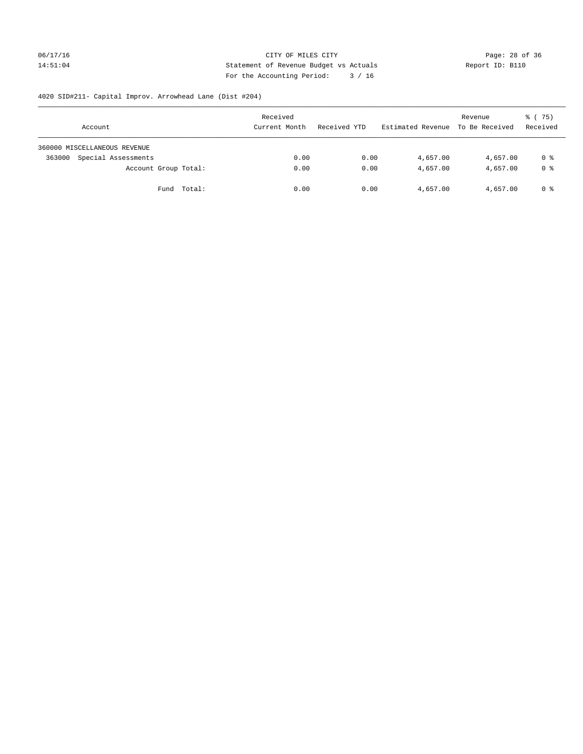CITY OF MILES CITY
Statement of Revenue Budget vs Actuals
For the Accounting Period: 3 / 16

06/17/16
14:51:04

Report ID: B110

4020 SID#211- Capital Improv. Arrowhead Lane (Dist #204)

| Account | Received Current Month | Received YTD | Estimated Revenue | Revenue To Be Received | % ( 75) Received |
|---|---|---|---|---|---|
| 360000 MISCELLANEOUS REVENUE | | | | | |
| 363000 Special Assessments | 0.00 | 0.00 | 4,657.00 | 4,657.00 | 0 % |
| Account Group Total: | 0.00 | 0.00 | 4,657.00 | 4,657.00 | 0 % |
| Fund Total: | 0.00 | 0.00 | 4,657.00 | 4,657.00 | 0 % |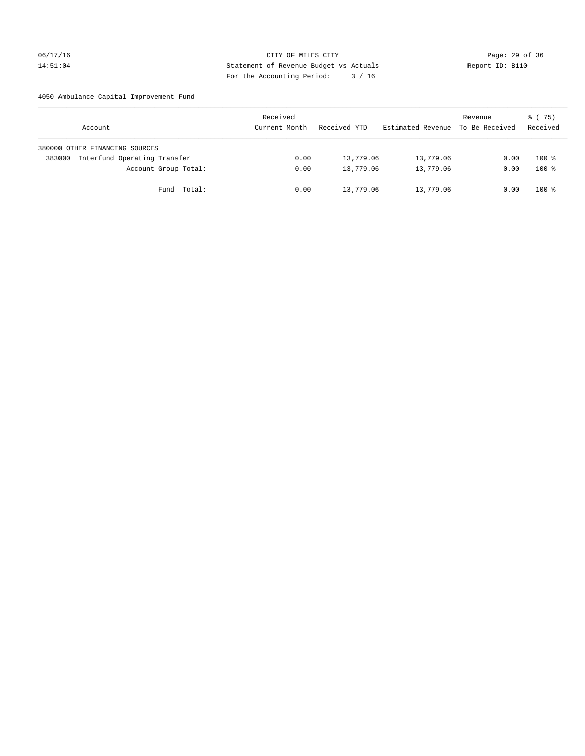CITY OF MILES CITY
Statement of Revenue Budget vs Actuals
For the Accounting Period: 3 / 16

06/17/16
14:51:04

Report ID: B110

4050 Ambulance Capital Improvement Fund

| Account | Received Current Month | Received YTD | Estimated Revenue | Revenue To Be Received | % ( 75) Received |
|---|---|---|---|---|---|
| 380000 OTHER FINANCING SOURCES | | | | | |
| 383000 Interfund Operating Transfer | 0.00 | 13,779.06 | 13,779.06 | 0.00 | 100 % |
| Account Group Total: | 0.00 | 13,779.06 | 13,779.06 | 0.00 | 100 % |
| Fund Total: | 0.00 | 13,779.06 | 13,779.06 | 0.00 | 100 % |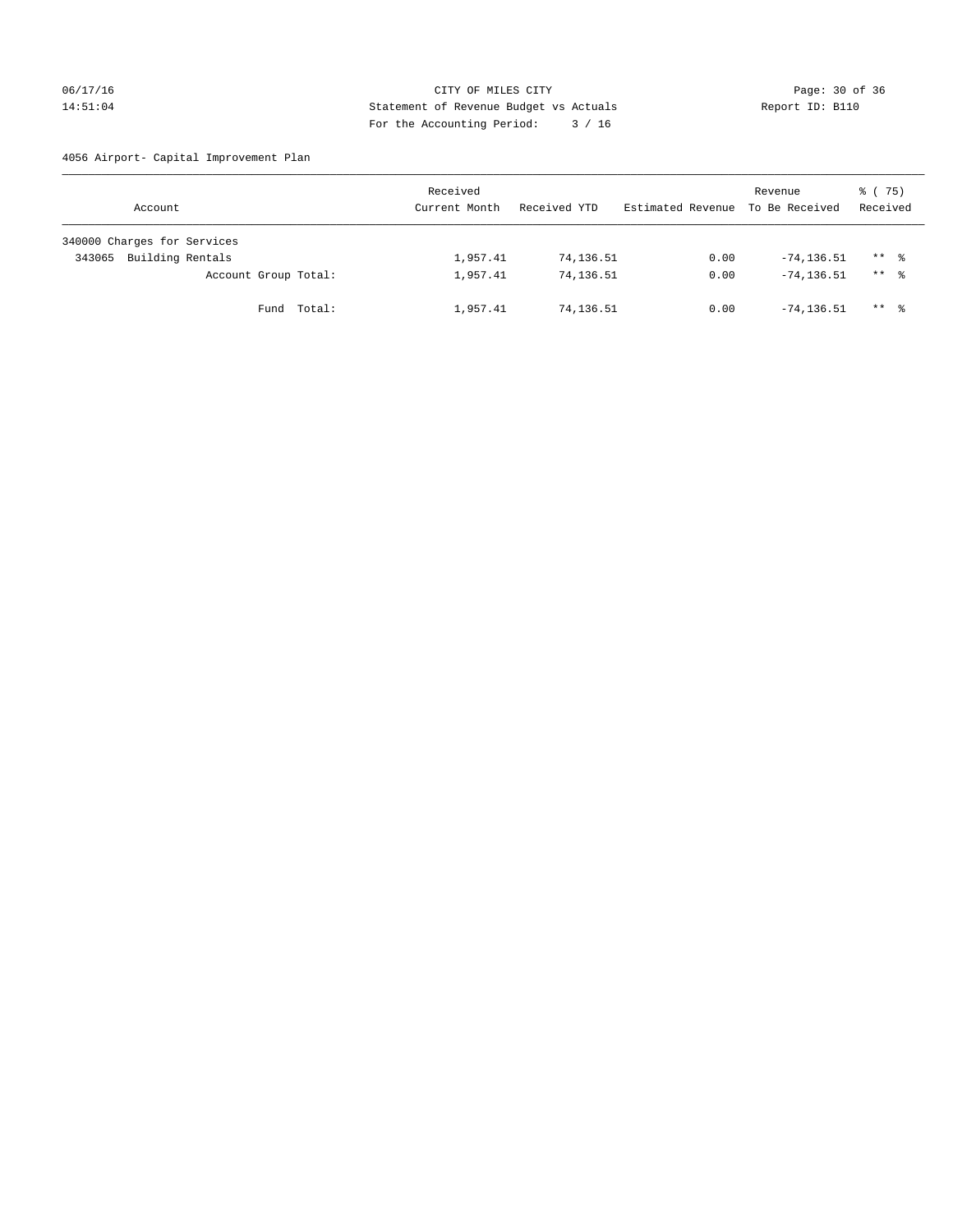CITY OF MILES CITY

Statement of Revenue Budget vs Actuals

For the Accounting Period: 3 / 16

06/17/16 14:51:04 Report ID: B110

4056 Airport- Capital Improvement Plan

| Account | Received Current Month | Received YTD | Estimated Revenue | Revenue To Be Received | % ( 75) Received |
|---|---|---|---|---|---|
| 340000 Charges for Services | | | | | |
| 343065 Building Rentals | 1,957.41 | 74,136.51 | 0.00 | -74,136.51 | ** % |
| Account Group Total: | 1,957.41 | 74,136.51 | 0.00 | -74,136.51 | ** % |
| Fund Total: | 1,957.41 | 74,136.51 | 0.00 | -74,136.51 | ** % |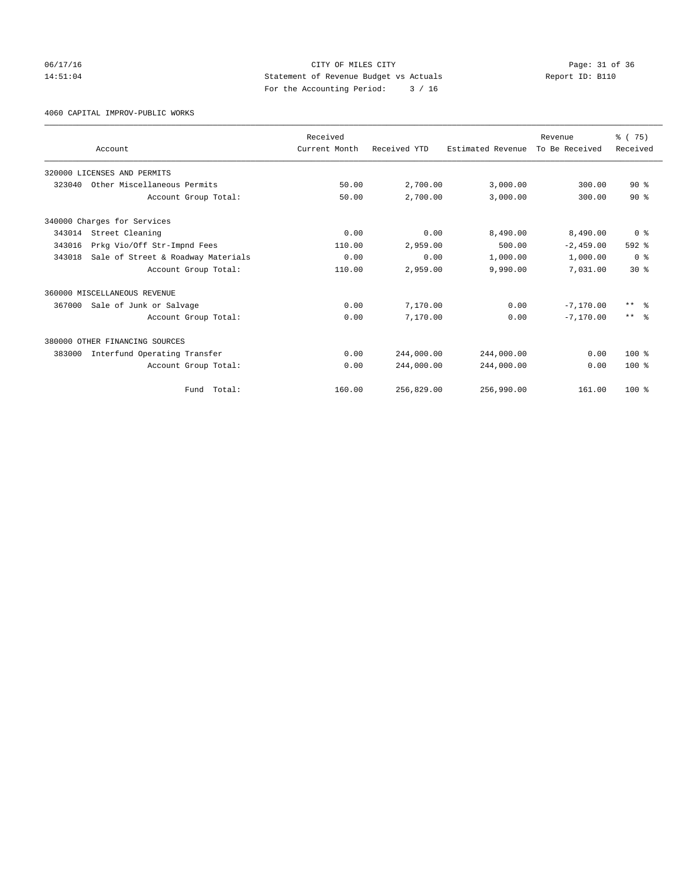CITY OF MILES CITY
Statement of Revenue Budget vs Actuals
For the Accounting Period: 3 / 16

06/17/16
14:51:04

Report ID: B110

4060 CAPITAL IMPROV-PUBLIC WORKS

| Account | Received Current Month | Received YTD | Estimated Revenue | Revenue To Be Received | % ( 75) Received |
|---|---|---|---|---|---|
| 320000 LICENSES AND PERMITS | | | | | |
| 323040 Other Miscellaneous Permits | 50.00 | 2,700.00 | 3,000.00 | 300.00 | 90 % |
| Account Group Total: | 50.00 | 2,700.00 | 3,000.00 | 300.00 | 90 % |
| 340000 Charges for Services | | | | | |
| 343014 Street Cleaning | 0.00 | 0.00 | 8,490.00 | 8,490.00 | 0 % |
| 343016 Prkg Vio/Off Str-Impnd Fees | 110.00 | 2,959.00 | 500.00 | -2,459.00 | 592 % |
| 343018 Sale of Street & Roadway Materials | 0.00 | 0.00 | 1,000.00 | 1,000.00 | 0 % |
| Account Group Total: | 110.00 | 2,959.00 | 9,990.00 | 7,031.00 | 30 % |
| 360000 MISCELLANEOUS REVENUE | | | | | |
| 367000 Sale of Junk or Salvage | 0.00 | 7,170.00 | 0.00 | -7,170.00 | ** % |
| Account Group Total: | 0.00 | 7,170.00 | 0.00 | -7,170.00 | ** % |
| 380000 OTHER FINANCING SOURCES | | | | | |
| 383000 Interfund Operating Transfer | 0.00 | 244,000.00 | 244,000.00 | 0.00 | 100 % |
| Account Group Total: | 0.00 | 244,000.00 | 244,000.00 | 0.00 | 100 % |
| Fund Total: | 160.00 | 256,829.00 | 256,990.00 | 161.00 | 100 % |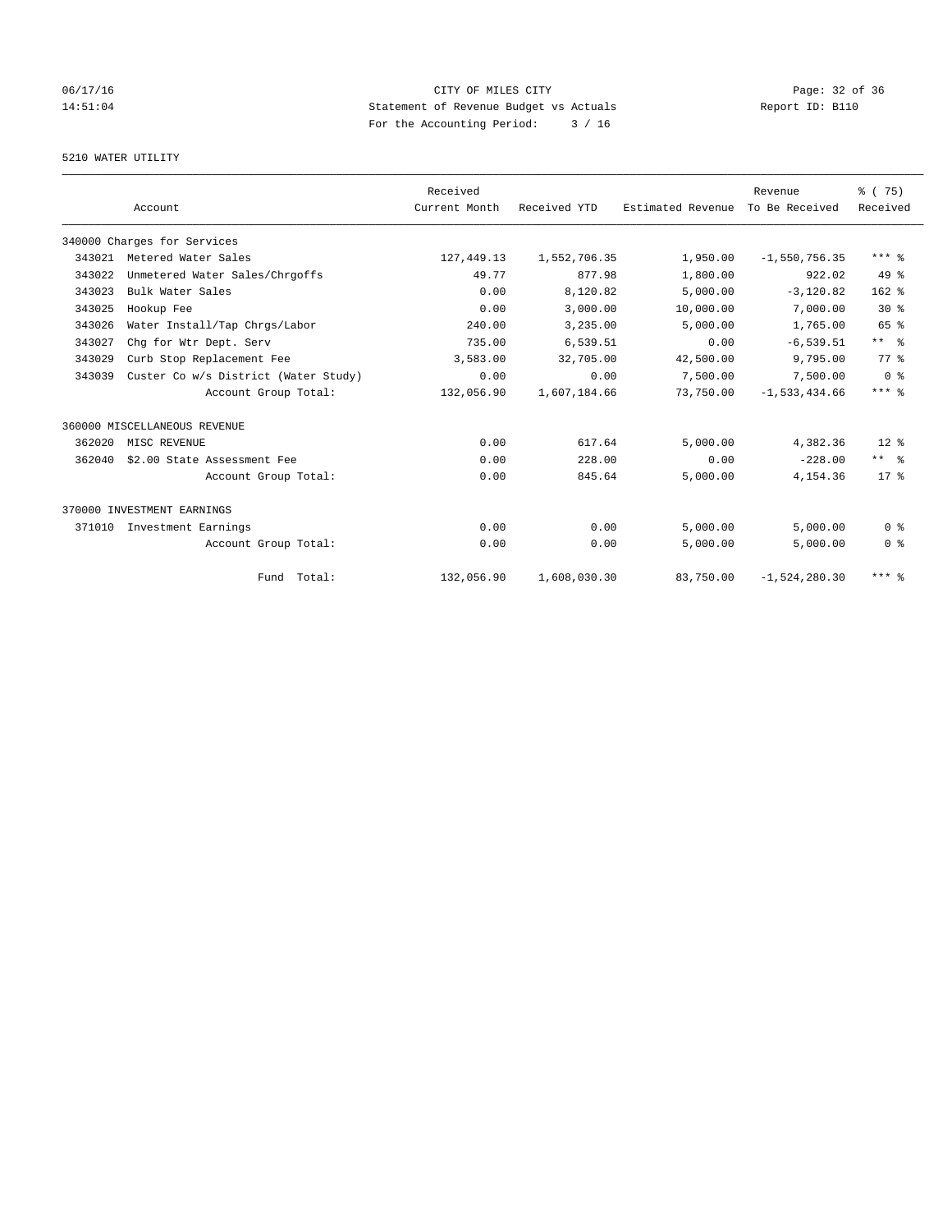CITY OF MILES CITY
Statement of Revenue Budget vs Actuals
For the Accounting Period: 3 / 16

06/17/16
14:51:04

Report ID: B110

5210 WATER UTILITY

| | Account | Received Current Month | Received YTD | Estimated Revenue | Revenue To Be Received | % ( 75) Received |
|---|---|---|---|---|---|---|
| 340000 Charges for Services | | | | | | |
| 343021 | Metered Water Sales | 127,449.13 | 1,552,706.35 | 1,950.00 | -1,550,756.35 | *** % |
| 343022 | Unmetered Water Sales/Chrgoffs | 49.77 | 877.98 | 1,800.00 | 922.02 | 49 % |
| 343023 | Bulk Water Sales | 0.00 | 8,120.82 | 5,000.00 | -3,120.82 | 162 % |
| 343025 | Hookup Fee | 0.00 | 3,000.00 | 10,000.00 | 7,000.00 | 30 % |
| 343026 | Water Install/Tap Chrgs/Labor | 240.00 | 3,235.00 | 5,000.00 | 1,765.00 | 65 % |
| 343027 | Chg for Wtr Dept. Serv | 735.00 | 6,539.51 | 0.00 | -6,539.51 | ** % |
| 343029 | Curb Stop Replacement Fee | 3,583.00 | 32,705.00 | 42,500.00 | 9,795.00 | 77 % |
| 343039 | Custer Co w/s District (Water Study) | 0.00 | 0.00 | 7,500.00 | 7,500.00 | 0 % |
| | Account Group Total: | 132,056.90 | 1,607,184.66 | 73,750.00 | -1,533,434.66 | *** % |
| 360000 MISCELLANEOUS REVENUE | | | | | | |
| 362020 | MISC REVENUE | 0.00 | 617.64 | 5,000.00 | 4,382.36 | 12 % |
| 362040 | $2.00 State Assessment Fee | 0.00 | 228.00 | 0.00 | -228.00 | ** % |
| | Account Group Total: | 0.00 | 845.64 | 5,000.00 | 4,154.36 | 17 % |
| 370000 INVESTMENT EARNINGS | | | | | | |
| 371010 | Investment Earnings | 0.00 | 0.00 | 5,000.00 | 5,000.00 | 0 % |
| | Account Group Total: | 0.00 | 0.00 | 5,000.00 | 5,000.00 | 0 % |
| | Fund Total: | 132,056.90 | 1,608,030.30 | 83,750.00 | -1,524,280.30 | *** % |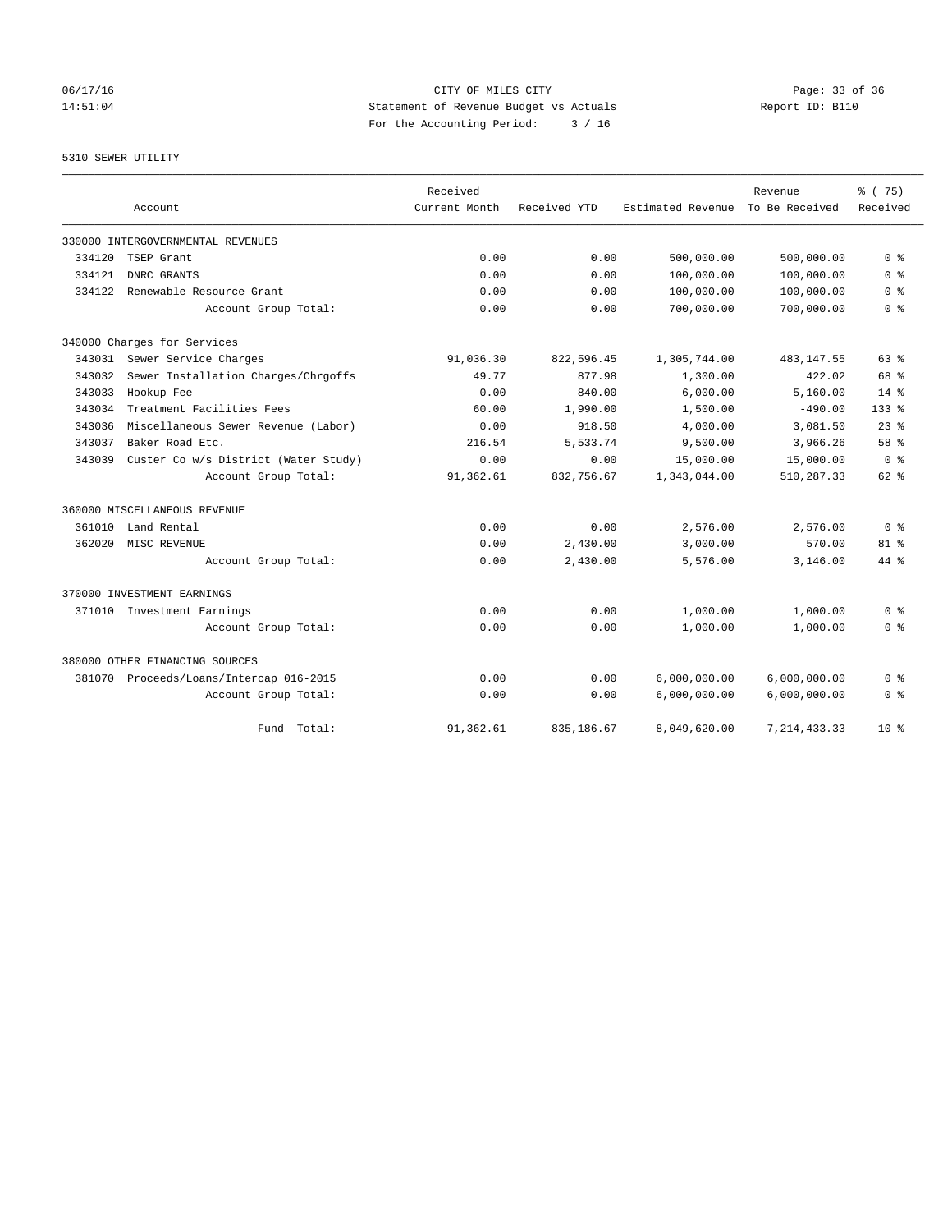CITY OF MILES CITY
Statement of Revenue Budget vs Actuals
For the Accounting Period: 3 / 16

06/17/16
14:51:04

Report ID: B110

5310 SEWER UTILITY

| Account | | Received Current Month | Received YTD | Estimated Revenue | Revenue To Be Received | % ( 75) Received |
|---|---|---|---|---|---|---|
| 330000 INTERGOVERNMENTAL REVENUES | | | | | | |
| 334120 | TSEP Grant | 0.00 | 0.00 | 500,000.00 | 500,000.00 | 0 % |
| 334121 | DNRC GRANTS | 0.00 | 0.00 | 100,000.00 | 100,000.00 | 0 % |
| 334122 | Renewable Resource Grant | 0.00 | 0.00 | 100,000.00 | 100,000.00 | 0 % |
| | Account Group Total: | 0.00 | 0.00 | 700,000.00 | 700,000.00 | 0 % |
| 340000 Charges for Services | | | | | | |
| 343031 | Sewer Service Charges | 91,036.30 | 822,596.45 | 1,305,744.00 | 483,147.55 | 63 % |
| 343032 | Sewer Installation Charges/Chrgoffs | 49.77 | 877.98 | 1,300.00 | 422.02 | 68 % |
| 343033 | Hookup Fee | 0.00 | 840.00 | 6,000.00 | 5,160.00 | 14 % |
| 343034 | Treatment Facilities Fees | 60.00 | 1,990.00 | 1,500.00 | -490.00 | 133 % |
| 343036 | Miscellaneous Sewer Revenue (Labor) | 0.00 | 918.50 | 4,000.00 | 3,081.50 | 23 % |
| 343037 | Baker Road Etc. | 216.54 | 5,533.74 | 9,500.00 | 3,966.26 | 58 % |
| 343039 | Custer Co w/s District (Water Study) | 0.00 | 0.00 | 15,000.00 | 15,000.00 | 0 % |
| | Account Group Total: | 91,362.61 | 832,756.67 | 1,343,044.00 | 510,287.33 | 62 % |
| 360000 MISCELLANEOUS REVENUE | | | | | | |
| 361010 | Land Rental | 0.00 | 0.00 | 2,576.00 | 2,576.00 | 0 % |
| 362020 | MISC REVENUE | 0.00 | 2,430.00 | 3,000.00 | 570.00 | 81 % |
| | Account Group Total: | 0.00 | 2,430.00 | 5,576.00 | 3,146.00 | 44 % |
| 370000 INVESTMENT EARNINGS | | | | | | |
| 371010 | Investment Earnings | 0.00 | 0.00 | 1,000.00 | 1,000.00 | 0 % |
| | Account Group Total: | 0.00 | 0.00 | 1,000.00 | 1,000.00 | 0 % |
| 380000 OTHER FINANCING SOURCES | | | | | | |
| 381070 | Proceeds/Loans/Intercap 016-2015 | 0.00 | 0.00 | 6,000,000.00 | 6,000,000.00 | 0 % |
| | Account Group Total: | 0.00 | 0.00 | 6,000,000.00 | 6,000,000.00 | 0 % |
| | Fund Total: | 91,362.61 | 835,186.67 | 8,049,620.00 | 7,214,433.33 | 10 % |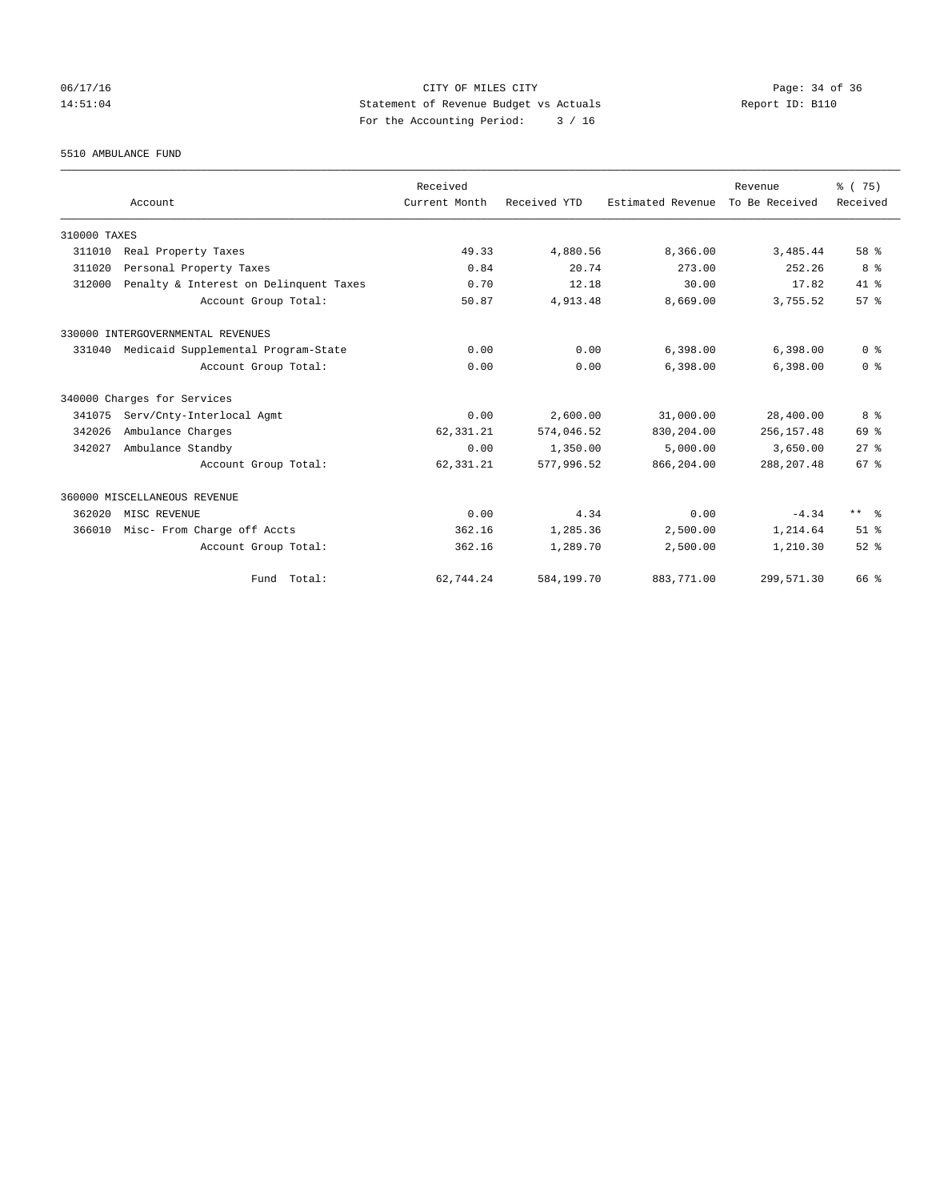CITY OF MILES CITY
Statement of Revenue Budget vs Actuals
For the Accounting Period: 3 / 16

06/17/16
14:51:04

Report ID: B110

5510 AMBULANCE FUND

| Account | | Received Current Month | Received YTD | Estimated Revenue | Revenue To Be Received | % ( 75) Received |
|---|---|---|---|---|---|---|
| 310000 TAXES | | | | | | |
| 311010 | Real Property Taxes | 49.33 | 4,880.56 | 8,366.00 | 3,485.44 | 58 % |
| 311020 | Personal Property Taxes | 0.84 | 20.74 | 273.00 | 252.26 | 8 % |
| 312000 | Penalty & Interest on Delinquent Taxes | 0.70 | 12.18 | 30.00 | 17.82 | 41 % |
| | Account Group Total: | 50.87 | 4,913.48 | 8,669.00 | 3,755.52 | 57 % |
| 330000 INTERGOVERNMENTAL REVENUES | | | | | | |
| 331040 | Medicaid Supplemental Program-State | 0.00 | 0.00 | 6,398.00 | 6,398.00 | 0 % |
| | Account Group Total: | 0.00 | 0.00 | 6,398.00 | 6,398.00 | 0 % |
| 340000 Charges for Services | | | | | | |
| 341075 | Serv/Cnty-Interlocal Agmt | 0.00 | 2,600.00 | 31,000.00 | 28,400.00 | 8 % |
| 342026 | Ambulance Charges | 62,331.21 | 574,046.52 | 830,204.00 | 256,157.48 | 69 % |
| 342027 | Ambulance Standby | 0.00 | 1,350.00 | 5,000.00 | 3,650.00 | 27 % |
| | Account Group Total: | 62,331.21 | 577,996.52 | 866,204.00 | 288,207.48 | 67 % |
| 360000 MISCELLANEOUS REVENUE | | | | | | |
| 362020 | MISC REVENUE | 0.00 | 4.34 | 0.00 | -4.34 | ** % |
| 366010 | Misc- From Charge off Accts | 362.16 | 1,285.36 | 2,500.00 | 1,214.64 | 51 % |
| | Account Group Total: | 362.16 | 1,289.70 | 2,500.00 | 1,210.30 | 52 % |
| | Fund Total: | 62,744.24 | 584,199.70 | 883,771.00 | 299,571.30 | 66 % |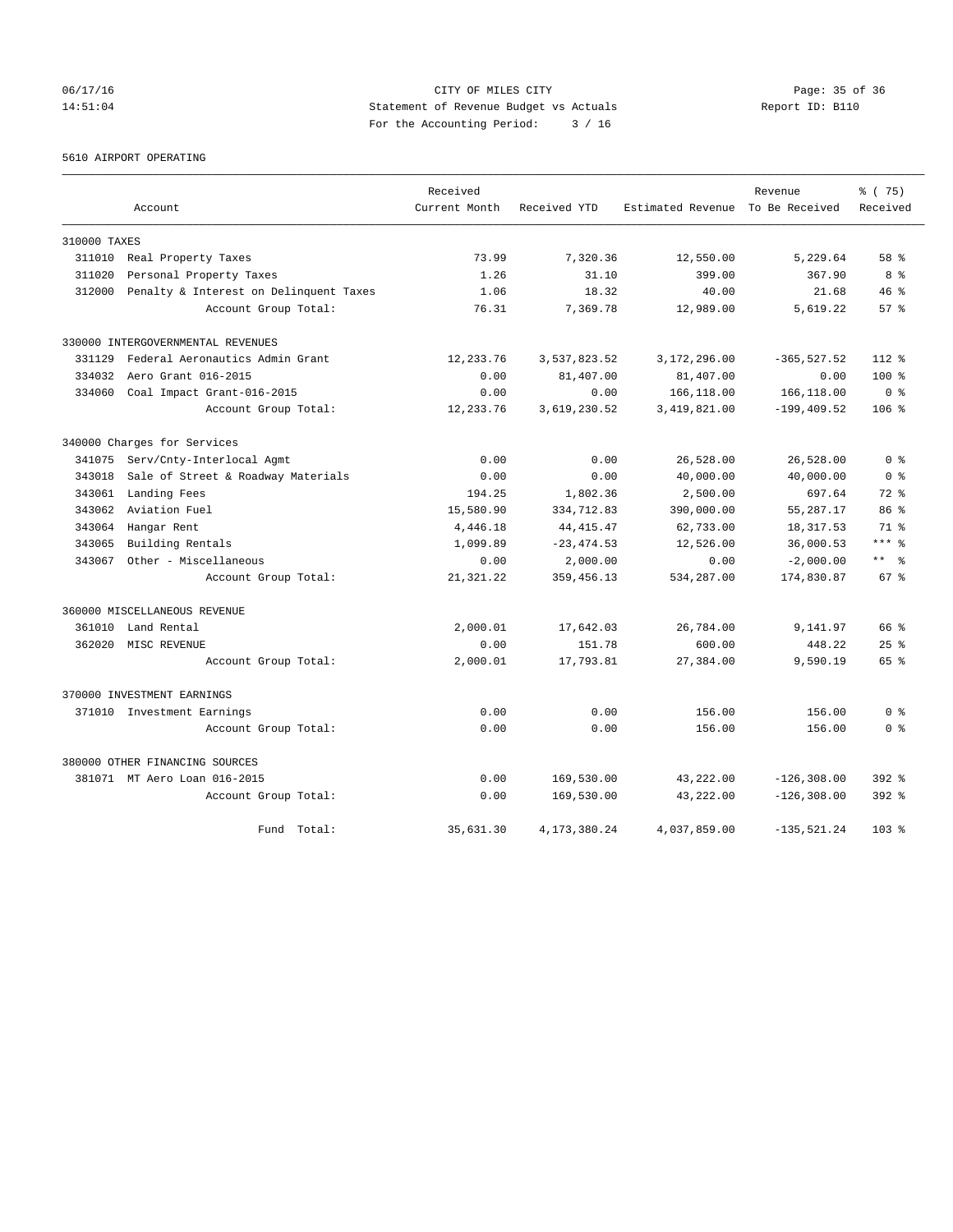CITY OF MILES CITY
Statement of Revenue Budget vs Actuals
For the Accounting Period: 3 / 16

06/17/16
14:51:04

Report ID: B110

5610 AIRPORT OPERATING

| Account | | Received Current Month | Received YTD | Estimated Revenue | Revenue To Be Received | % ( 75) Received |
|---|---|---|---|---|---|---|
| 310000 TAXES | | | | | | |
| 311010 | Real Property Taxes | 73.99 | 7,320.36 | 12,550.00 | 5,229.64 | 58 % |
| 311020 | Personal Property Taxes | 1.26 | 31.10 | 399.00 | 367.90 | 8 % |
| 312000 | Penalty & Interest on Delinquent Taxes | 1.06 | 18.32 | 40.00 | 21.68 | 46 % |
| | Account Group Total: | 76.31 | 7,369.78 | 12,989.00 | 5,619.22 | 57 % |
| 330000 INTERGOVERNMENTAL REVENUES | | | | | | |
| 331129 | Federal Aeronautics Admin Grant | 12,233.76 | 3,537,823.52 | 3,172,296.00 | -365,527.52 | 112 % |
| 334032 | Aero Grant 016-2015 | 0.00 | 81,407.00 | 81,407.00 | 0.00 | 100 % |
| 334060 | Coal Impact Grant-016-2015 | 0.00 | 0.00 | 166,118.00 | 166,118.00 | 0 % |
| | Account Group Total: | 12,233.76 | 3,619,230.52 | 3,419,821.00 | -199,409.52 | 106 % |
| 340000 Charges for Services | | | | | | |
| 341075 | Serv/Cnty-Interlocal Agmt | 0.00 | 0.00 | 26,528.00 | 26,528.00 | 0 % |
| 343018 | Sale of Street & Roadway Materials | 0.00 | 0.00 | 40,000.00 | 40,000.00 | 0 % |
| 343061 | Landing Fees | 194.25 | 1,802.36 | 2,500.00 | 697.64 | 72 % |
| 343062 | Aviation Fuel | 15,580.90 | 334,712.83 | 390,000.00 | 55,287.17 | 86 % |
| 343064 | Hangar Rent | 4,446.18 | 44,415.47 | 62,733.00 | 18,317.53 | 71 % |
| 343065 | Building Rentals | 1,099.89 | -23,474.53 | 12,526.00 | 36,000.53 | *** % |
| 343067 | Other - Miscellaneous | 0.00 | 2,000.00 | 0.00 | -2,000.00 | ** % |
| | Account Group Total: | 21,321.22 | 359,456.13 | 534,287.00 | 174,830.87 | 67 % |
| 360000 MISCELLANEOUS REVENUE | | | | | | |
| 361010 | Land Rental | 2,000.01 | 17,642.03 | 26,784.00 | 9,141.97 | 66 % |
| 362020 | MISC REVENUE | 0.00 | 151.78 | 600.00 | 448.22 | 25 % |
| | Account Group Total: | 2,000.01 | 17,793.81 | 27,384.00 | 9,590.19 | 65 % |
| 370000 INVESTMENT EARNINGS | | | | | | |
| 371010 | Investment Earnings | 0.00 | 0.00 | 156.00 | 156.00 | 0 % |
| | Account Group Total: | 0.00 | 0.00 | 156.00 | 156.00 | 0 % |
| 380000 OTHER FINANCING SOURCES | | | | | | |
| 381071 | MT Aero Loan 016-2015 | 0.00 | 169,530.00 | 43,222.00 | -126,308.00 | 392 % |
| | Account Group Total: | 0.00 | 169,530.00 | 43,222.00 | -126,308.00 | 392 % |
| | Fund Total: | 35,631.30 | 4,173,380.24 | 4,037,859.00 | -135,521.24 | 103 % |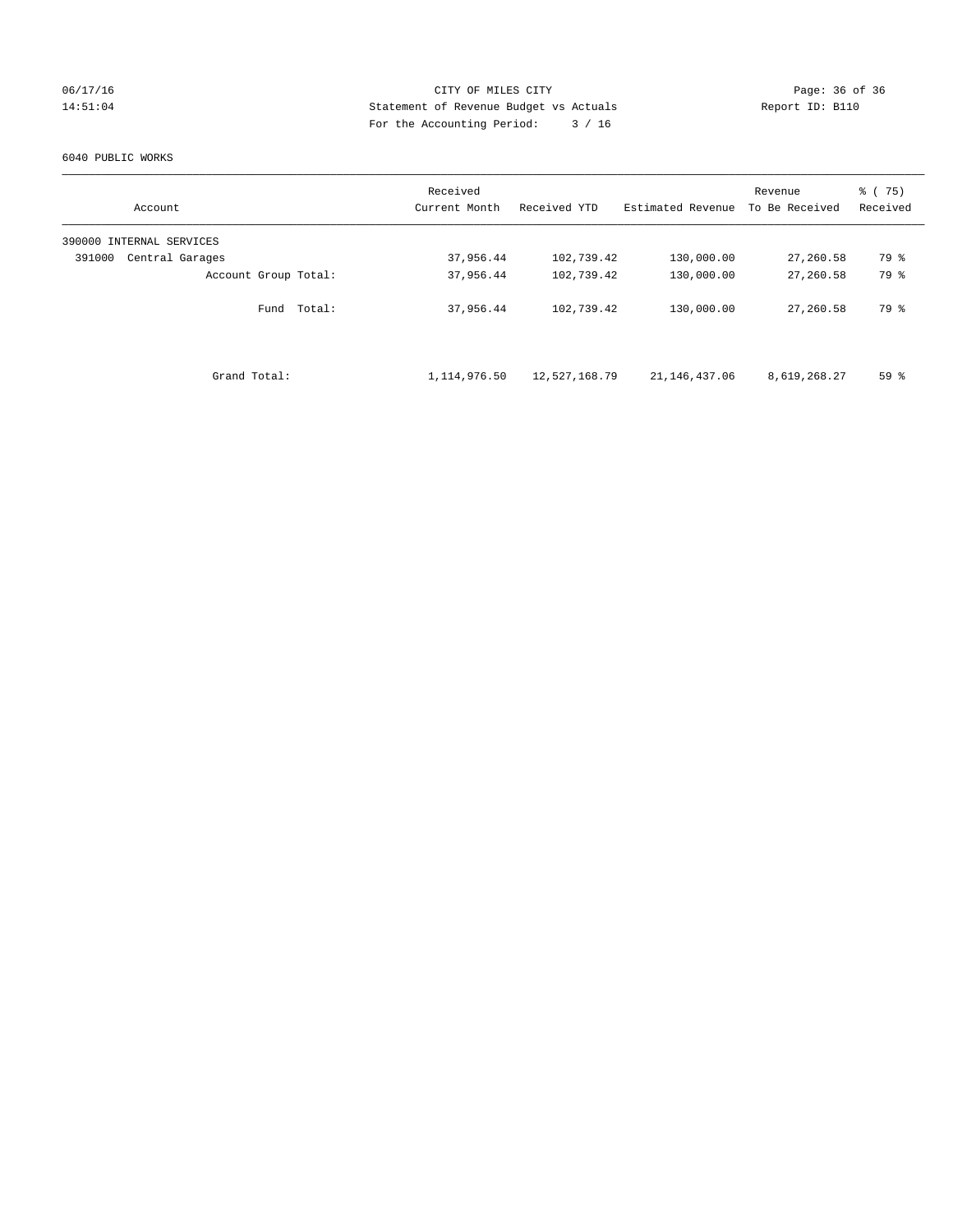CITY OF MILES CITY
Statement of Revenue Budget vs Actuals
For the Accounting Period: 3 / 16

06/17/16
14:51:04

Report ID: B110

6040 PUBLIC WORKS

| Account | Received Current Month | Received YTD | Estimated Revenue | Revenue To Be Received | % ( 75) Received |
|---|---|---|---|---|---|
| 390000 INTERNAL SERVICES | | | | | |
| 391000 Central Garages | 37,956.44 | 102,739.42 | 130,000.00 | 27,260.58 | 79 % |
| Account Group Total: | 37,956.44 | 102,739.42 | 130,000.00 | 27,260.58 | 79 % |
| Fund Total: | 37,956.44 | 102,739.42 | 130,000.00 | 27,260.58 | 79 % |
| Grand Total: | 1,114,976.50 | 12,527,168.79 | 21,146,437.06 | 8,619,268.27 | 59 % |